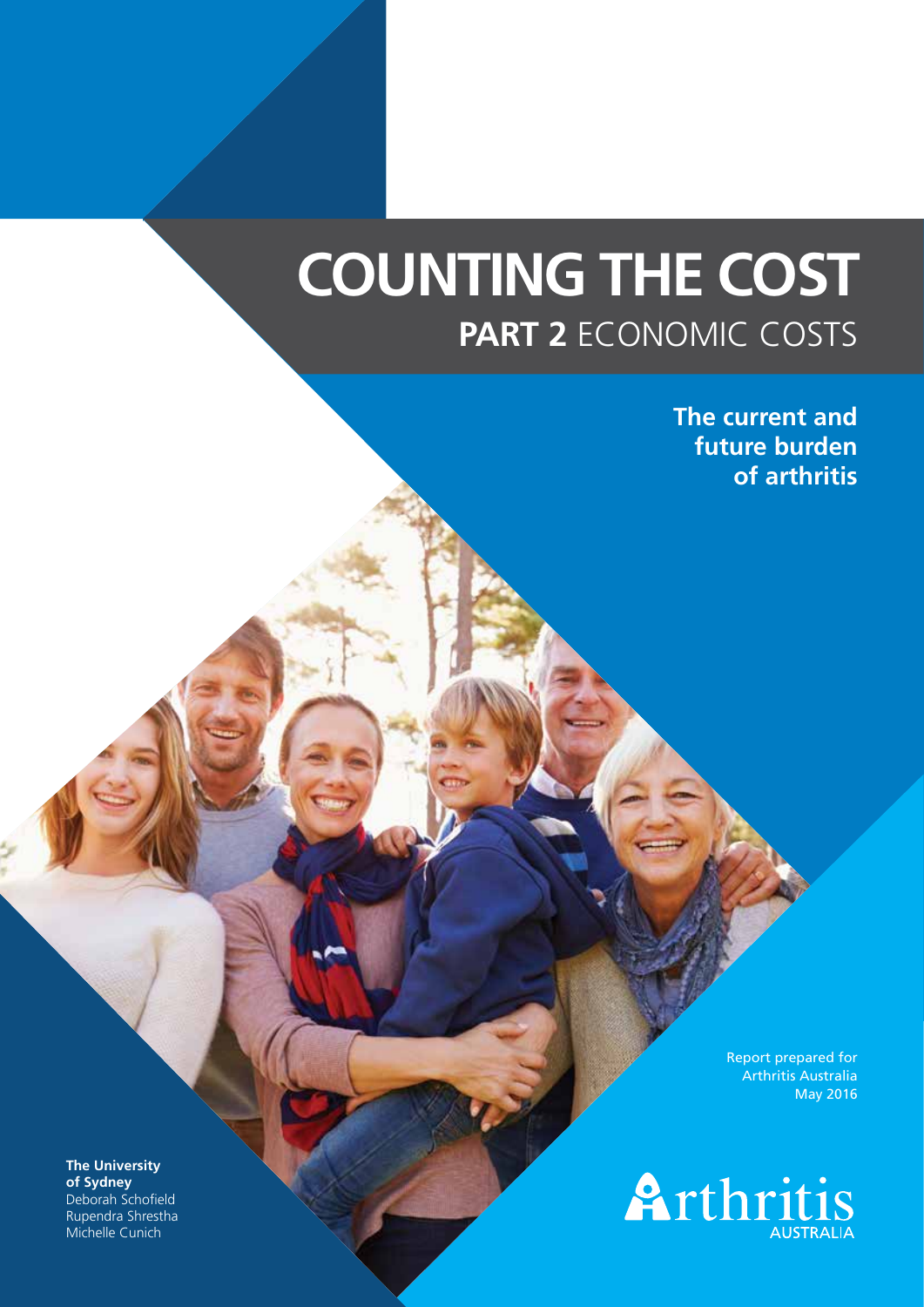# COUNTING THE COST

## PART 2 ECONOMIC COSTS

**The current and future burden of arthritis**

Report prepared for Arthritis Australia
May 2016

**The University of Sydney**
Deborah Schofield
Rupendra Shrestha
Michelle Cunich

Arthritis AUSTRALIA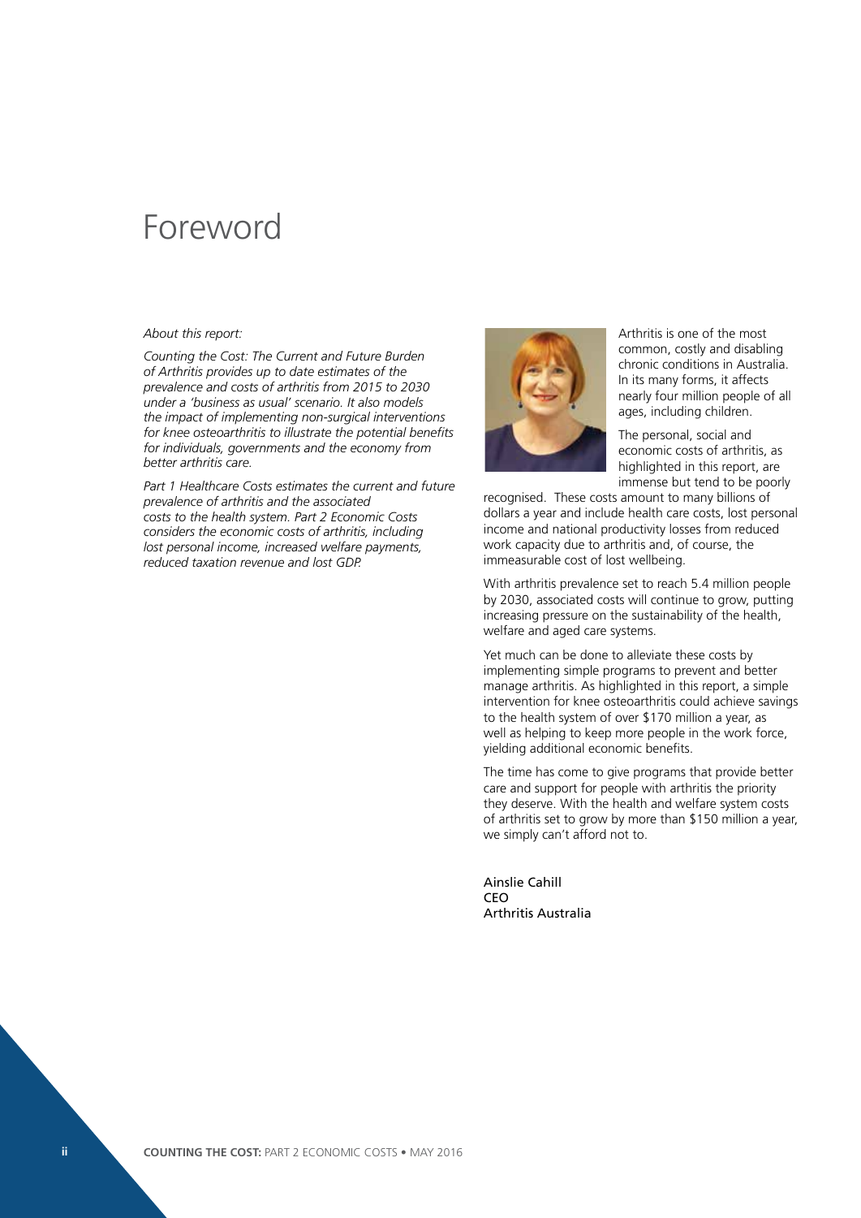# Foreword

*About this report:*

*Counting the Cost: The Current and Future Burden of Arthritis provides up to date estimates of the prevalence and costs of arthritis from 2015 to 2030 under a 'business as usual' scenario. It also models the impact of implementing non-surgical interventions for knee osteoarthritis to illustrate the potential benefits for individuals, governments and the economy from better arthritis care.*

*Part 1 Healthcare Costs estimates the current and future prevalence of arthritis and the associated costs to the health system. Part 2 Economic Costs considers the economic costs of arthritis, including lost personal income, increased welfare payments, reduced taxation revenue and lost GDP.*

Arthritis is one of the most common, costly and disabling chronic conditions in Australia. In its many forms, it affects nearly four million people of all ages, including children.

The personal, social and economic costs of arthritis, as highlighted in this report, are immense but tend to be poorly recognised. These costs amount to many billions of dollars a year and include health care costs, lost personal income and national productivity losses from reduced work capacity due to arthritis and, of course, the immeasurable cost of lost wellbeing.

With arthritis prevalence set to reach 5.4 million people by 2030, associated costs will continue to grow, putting increasing pressure on the sustainability of the health, welfare and aged care systems.

Yet much can be done to alleviate these costs by implementing simple programs to prevent and better manage arthritis. As highlighted in this report, a simple intervention for knee osteoarthritis could achieve savings to the health system of over $170 million a year, as well as helping to keep more people in the work force, yielding additional economic benefits.

The time has come to give programs that provide better care and support for people with arthritis the priority they deserve. With the health and welfare system costs of arthritis set to grow by more than $150 million a year, we simply can't afford not to.

Ainslie Cahill  
CEO  
Arthritis Australia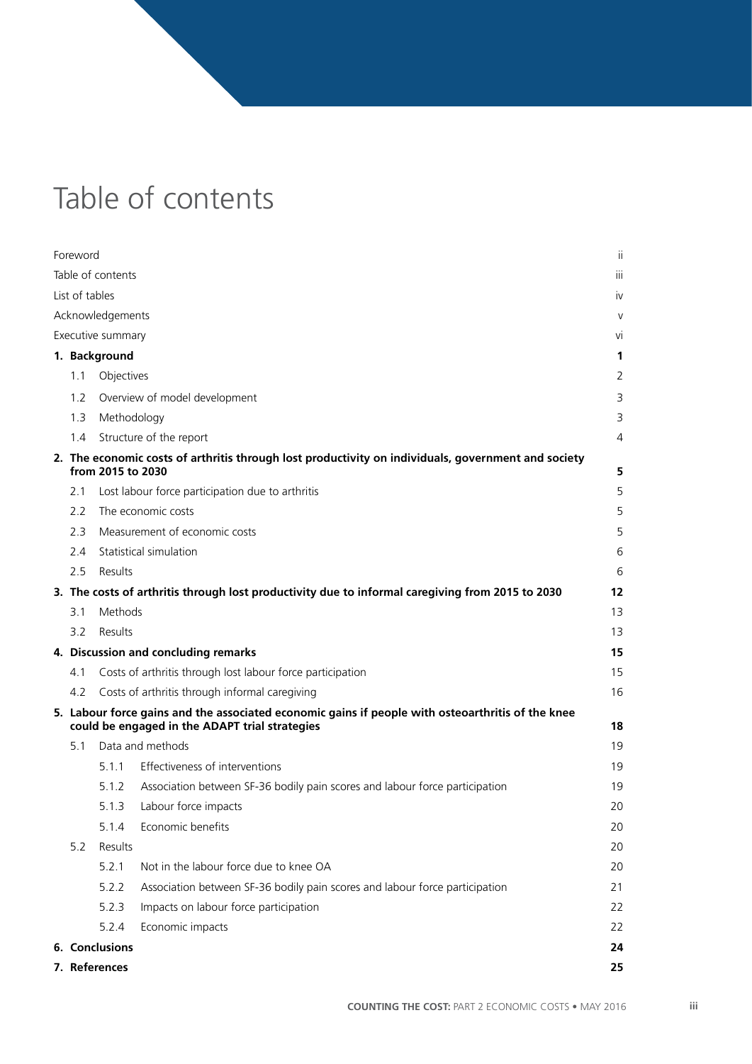# Table of contents

| | |
|---|---|
| Foreword | ii |
| Table of contents | iii |
| List of tables | iv |
| Acknowledgements | v |
| Executive summary | vi |
| **1. Background** | **1** |
| 1.1 Objectives | 2 |
| 1.2 Overview of model development | 3 |
| 1.3 Methodology | 3 |
| 1.4 Structure of the report | 4 |
| **2. The economic costs of arthritis through lost productivity on individuals, government and society from 2015 to 2030** | **5** |
| 2.1 Lost labour force participation due to arthritis | 5 |
| 2.2 The economic costs | 5 |
| 2.3 Measurement of economic costs | 5 |
| 2.4 Statistical simulation | 6 |
| 2.5 Results | 6 |
| **3. The costs of arthritis through lost productivity due to informal caregiving from 2015 to 2030** | **12** |
| 3.1 Methods | 13 |
| 3.2 Results | 13 |
| **4. Discussion and concluding remarks** | **15** |
| 4.1 Costs of arthritis through lost labour force participation | 15 |
| 4.2 Costs of arthritis through informal caregiving | 16 |
| **5. Labour force gains and the associated economic gains if people with osteoarthritis of the knee could be engaged in the ADAPT trial strategies** | **18** |
| 5.1 Data and methods | 19 |
| 5.1.1 Effectiveness of interventions | 19 |
| 5.1.2 Association between SF-36 bodily pain scores and labour force participation | 19 |
| 5.1.3 Labour force impacts | 20 |
| 5.1.4 Economic benefits | 20 |
| 5.2 Results | 20 |
| 5.2.1 Not in the labour force due to knee OA | 20 |
| 5.2.2 Association between SF-36 bodily pain scores and labour force participation | 21 |
| 5.2.3 Impacts on labour force participation | 22 |
| 5.2.4 Economic impacts | 22 |
| **6. Conclusions** | **24** |
| **7. References** | **25** |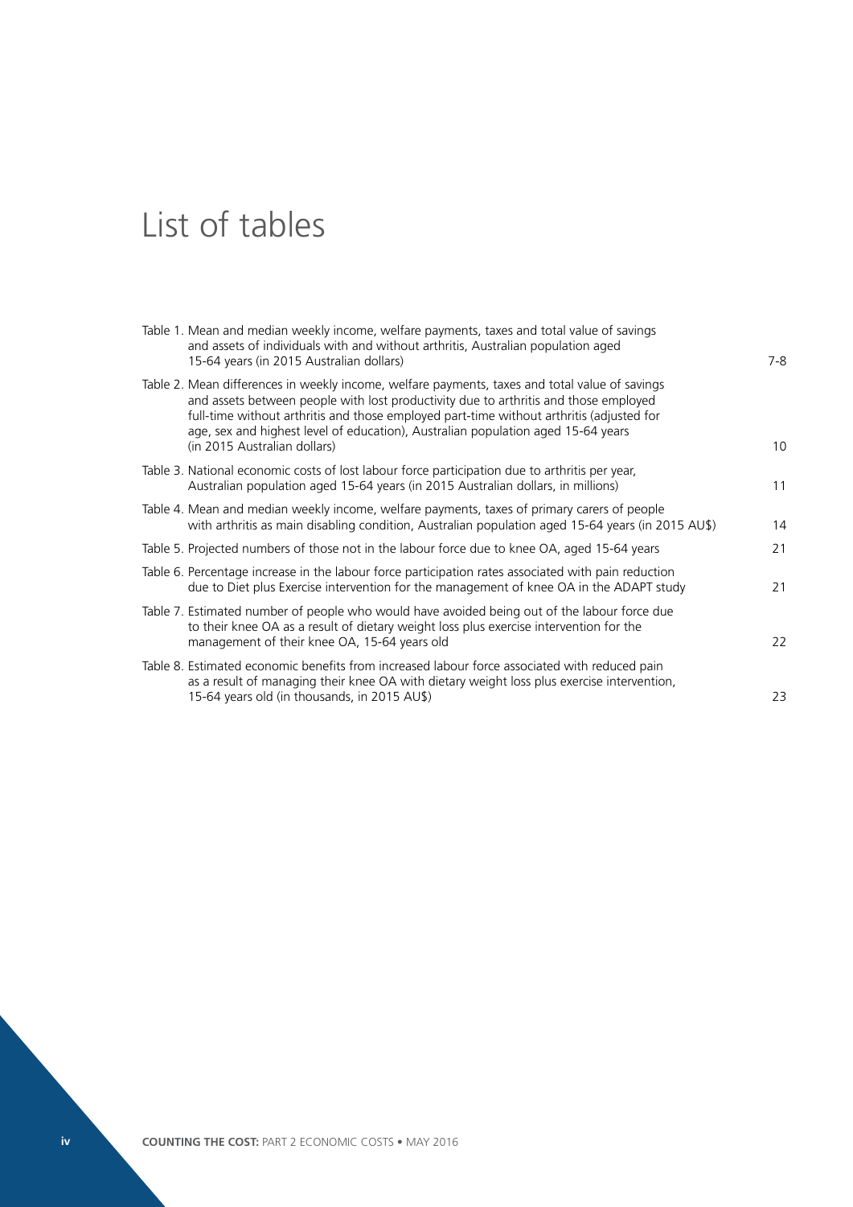# List of tables

| | |
|---|---|
| Table 1. Mean and median weekly income, welfare payments, taxes and total value of savings and assets of individuals with and without arthritis, Australian population aged 15-64 years (in 2015 Australian dollars) | 7-8 |
| Table 2. Mean differences in weekly income, welfare payments, taxes and total value of savings and assets between people with lost productivity due to arthritis and those employed full-time without arthritis and those employed part-time without arthritis (adjusted for age, sex and highest level of education), Australian population aged 15-64 years (in 2015 Australian dollars) | 10 |
| Table 3. National economic costs of lost labour force participation due to arthritis per year, Australian population aged 15-64 years (in 2015 Australian dollars, in millions) | 11 |
| Table 4. Mean and median weekly income, welfare payments, taxes of primary carers of people with arthritis as main disabling condition, Australian population aged 15-64 years (in 2015 AU$) | 14 |
| Table 5. Projected numbers of those not in the labour force due to knee OA, aged 15-64 years | 21 |
| Table 6. Percentage increase in the labour force participation rates associated with pain reduction due to Diet plus Exercise intervention for the management of knee OA in the ADAPT study | 21 |
| Table 7. Estimated number of people who would have avoided being out of the labour force due to their knee OA as a result of dietary weight loss plus exercise intervention for the management of their knee OA, 15-64 years old | 22 |
| Table 8. Estimated economic benefits from increased labour force associated with reduced pain as a result of managing their knee OA with dietary weight loss plus exercise intervention, 15-64 years old (in thousands, in 2015 AU$) | 23 |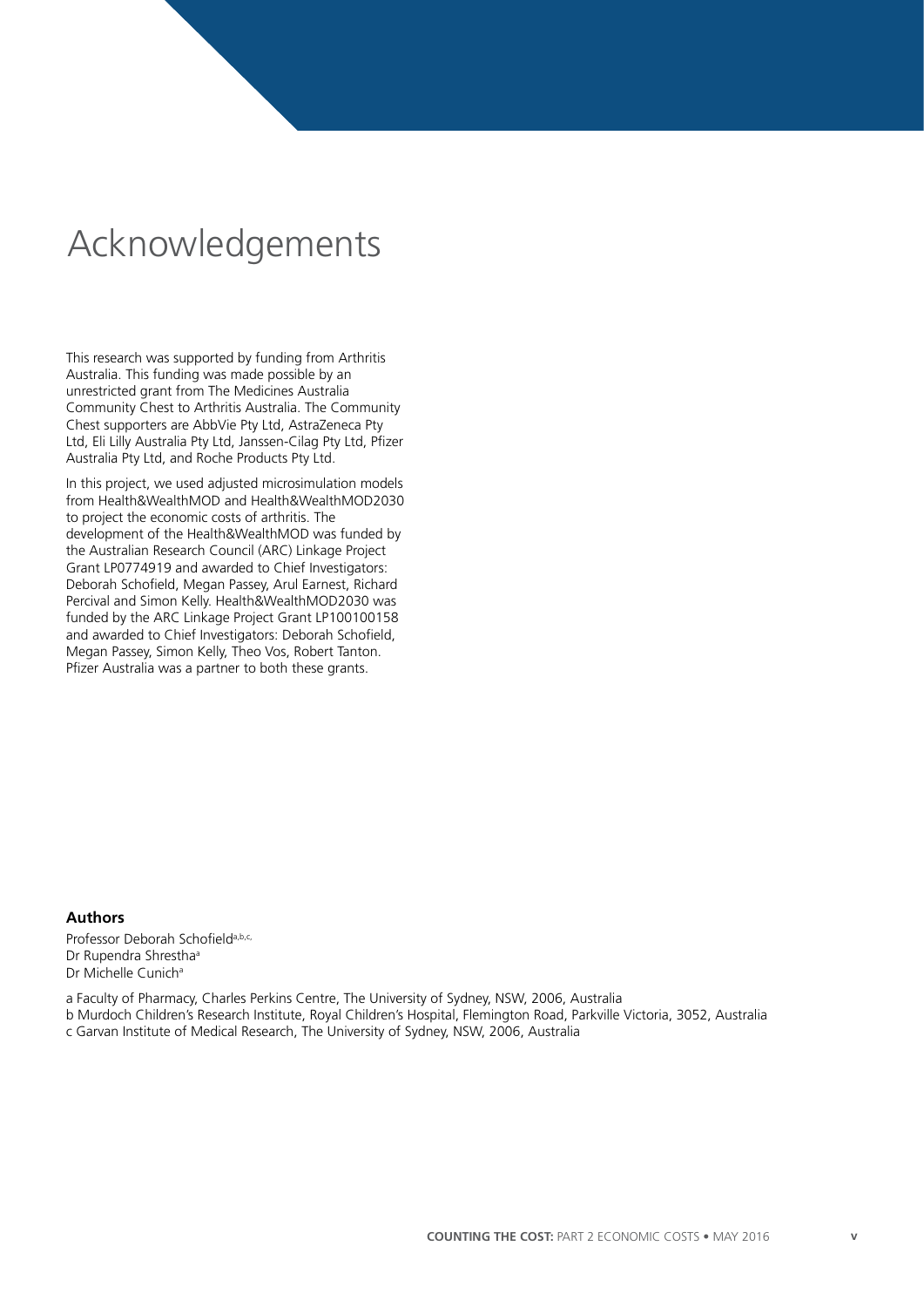# Acknowledgements

This research was supported by funding from Arthritis Australia. This funding was made possible by an unrestricted grant from The Medicines Australia Community Chest to Arthritis Australia. The Community Chest supporters are AbbVie Pty Ltd, AstraZeneca Pty Ltd, Eli Lilly Australia Pty Ltd, Janssen-Cilag Pty Ltd, Pfizer Australia Pty Ltd, and Roche Products Pty Ltd.

In this project, we used adjusted microsimulation models from Health&WealthMOD and Health&WealthMOD2030 to project the economic costs of arthritis. The development of the Health&WealthMOD was funded by the Australian Research Council (ARC) Linkage Project Grant LP0774919 and awarded to Chief Investigators: Deborah Schofield, Megan Passey, Arul Earnest, Richard Percival and Simon Kelly. Health&WealthMOD2030 was funded by the ARC Linkage Project Grant LP100100158 and awarded to Chief Investigators: Deborah Schofield, Megan Passey, Simon Kelly, Theo Vos, Robert Tanton. Pfizer Australia was a partner to both these grants.

### Authors

Professor Deborah Schofield[a,b,c]
Dr Rupendra Shrestha[a]
Dr Michelle Cunich[a]

a Faculty of Pharmacy, Charles Perkins Centre, The University of Sydney, NSW, 2006, Australia
b Murdoch Children's Research Institute, Royal Children's Hospital, Flemington Road, Parkville Victoria, 3052, Australia
c Garvan Institute of Medical Research, The University of Sydney, NSW, 2006, Australia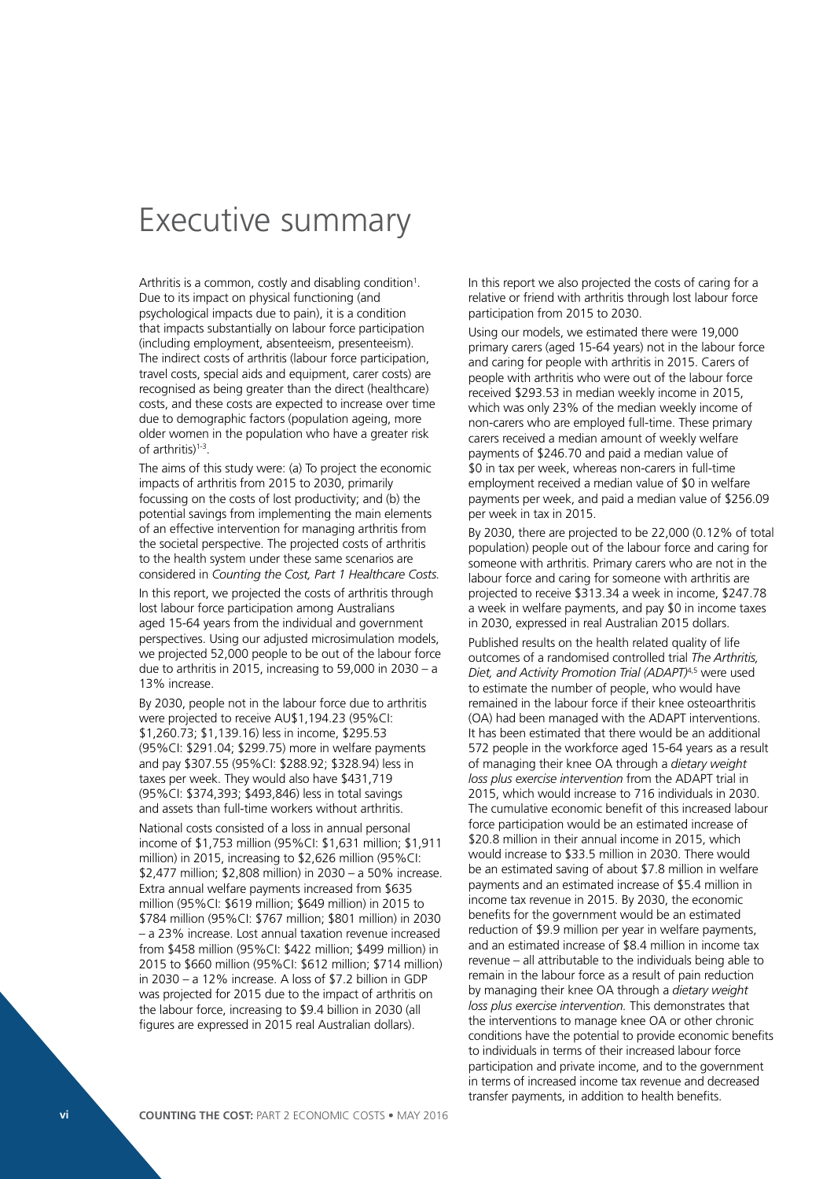# Executive summary

Arthritis is a common, costly and disabling condition[1]. Due to its impact on physical functioning (and psychological impacts due to pain), it is a condition that impacts substantially on labour force participation (including employment, absenteeism, presenteeism). The indirect costs of arthritis (labour force participation, travel costs, special aids and equipment, carer costs) are recognised as being greater than the direct (healthcare) costs, and these costs are expected to increase over time due to demographic factors (population ageing, more older women in the population who have a greater risk of arthritis)[1-3].

The aims of this study were: (a) To project the economic impacts of arthritis from 2015 to 2030, primarily focussing on the costs of lost productivity; and (b) the potential savings from implementing the main elements of an effective intervention for managing arthritis from the societal perspective. The projected costs of arthritis to the health system under these same scenarios are considered in *Counting the Cost, Part 1 Healthcare Costs.*

In this report, we projected the costs of arthritis through lost labour force participation among Australians aged 15-64 years from the individual and government perspectives. Using our adjusted microsimulation models, we projected 52,000 people to be out of the labour force due to arthritis in 2015, increasing to 59,000 in 2030 – a 13% increase.

By 2030, people not in the labour force due to arthritis were projected to receive AU$1,194.23 (95%CI: $1,260.73; $1,139.16) less in income, $295.53 (95%CI: $291.04; $299.75) more in welfare payments and pay $307.55 (95%CI: $288.92; $328.94) less in taxes per week. They would also have $431,719 (95%CI: $374,393; $493,846) less in total savings and assets than full-time workers without arthritis.

National costs consisted of a loss in annual personal income of $1,753 million (95%CI: $1,631 million; $1,911 million) in 2015, increasing to $2,626 million (95%CI: $2,477 million; $2,808 million) in 2030 – a 50% increase. Extra annual welfare payments increased from $635 million (95%CI: $619 million; $649 million) in 2015 to $784 million (95%CI: $767 million; $801 million) in 2030 – a 23% increase. Lost annual taxation revenue increased from $458 million (95%CI: $422 million; $499 million) in 2015 to $660 million (95%CI: $612 million; $714 million) in 2030 – a 12% increase. A loss of $7.2 billion in GDP was projected for 2015 due to the impact of arthritis on the labour force, increasing to $9.4 billion in 2030 (all figures are expressed in 2015 real Australian dollars).

In this report we also projected the costs of caring for a relative or friend with arthritis through lost labour force participation from 2015 to 2030.

Using our models, we estimated there were 19,000 primary carers (aged 15-64 years) not in the labour force and caring for people with arthritis in 2015. Carers of people with arthritis who were out of the labour force received $293.53 in median weekly income in 2015, which was only 23% of the median weekly income of non-carers who are employed full-time. These primary carers received a median amount of weekly welfare payments of $246.70 and paid a median value of $0 in tax per week, whereas non-carers in full-time employment received a median value of $0 in welfare payments per week, and paid a median value of $256.09 per week in tax in 2015.

By 2030, there are projected to be 22,000 (0.12% of total population) people out of the labour force and caring for someone with arthritis. Primary carers who are not in the labour force and caring for someone with arthritis are projected to receive $313.34 a week in income, $247.78 a week in welfare payments, and pay $0 in income taxes in 2030, expressed in real Australian 2015 dollars.

Published results on the health related quality of life outcomes of a randomised controlled trial *The Arthritis, Diet, and Activity Promotion Trial (ADAPT)*[4,5] were used to estimate the number of people, who would have remained in the labour force if their knee osteoarthritis (OA) had been managed with the ADAPT interventions. It has been estimated that there would be an additional 572 people in the workforce aged 15-64 years as a result of managing their knee OA through a *dietary weight loss plus exercise intervention* from the ADAPT trial in 2015, which would increase to 716 individuals in 2030. The cumulative economic benefit of this increased labour force participation would be an estimated increase of $20.8 million in their annual income in 2015, which would increase to $33.5 million in 2030. There would be an estimated saving of about $7.8 million in welfare payments and an estimated increase of $5.4 million in income tax revenue in 2015. By 2030, the economic benefits for the government would be an estimated reduction of $9.9 million per year in welfare payments, and an estimated increase of $8.4 million in income tax revenue – all attributable to the individuals being able to remain in the labour force as a result of pain reduction by managing their knee OA through a *dietary weight loss plus exercise intervention.* This demonstrates that the interventions to manage knee OA or other chronic conditions have the potential to provide economic benefits to individuals in terms of their increased labour force participation and private income, and to the government in terms of increased income tax revenue and decreased transfer payments, in addition to health benefits.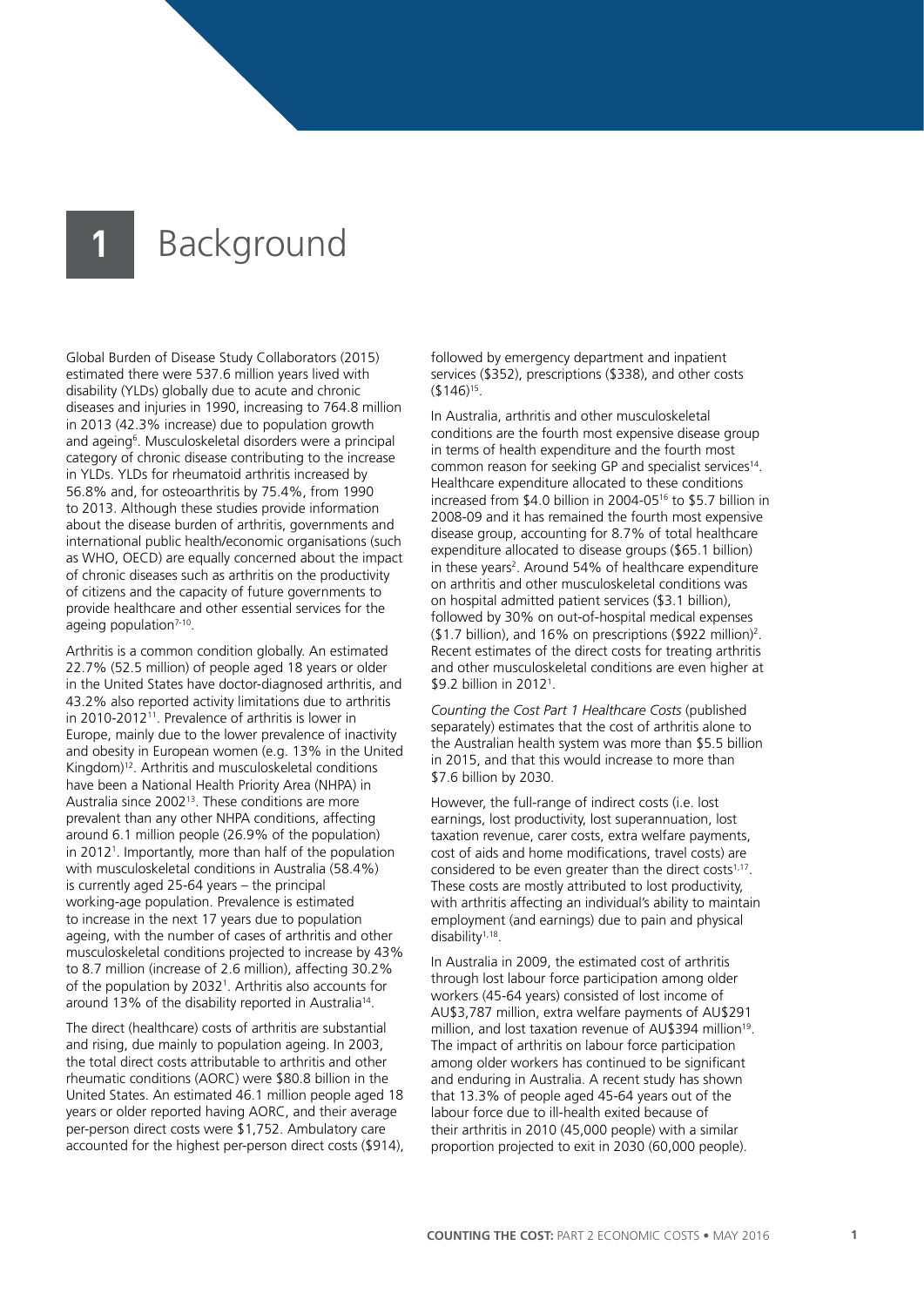# 1 Background

Global Burden of Disease Study Collaborators (2015) estimated there were 537.6 million years lived with disability (YLDs) globally due to acute and chronic diseases and injuries in 1990, increasing to 764.8 million in 2013 (42.3% increase) due to population growth and ageing[6]. Musculoskeletal disorders were a principal category of chronic disease contributing to the increase in YLDs. YLDs for rheumatoid arthritis increased by 56.8% and, for osteoarthritis by 75.4%, from 1990 to 2013. Although these studies provide information about the disease burden of arthritis, governments and international public health/economic organisations (such as WHO, OECD) are equally concerned about the impact of chronic diseases such as arthritis on the productivity of citizens and the capacity of future governments to provide healthcare and other essential services for the ageing population[7-10].

Arthritis is a common condition globally. An estimated 22.7% (52.5 million) of people aged 18 years or older in the United States have doctor-diagnosed arthritis, and 43.2% also reported activity limitations due to arthritis in 2010-2012[11]. Prevalence of arthritis is lower in Europe, mainly due to the lower prevalence of inactivity and obesity in European women (e.g. 13% in the United Kingdom)[12]. Arthritis and musculoskeletal conditions have been a National Health Priority Area (NHPA) in Australia since 2002[13]. These conditions are more prevalent than any other NHPA conditions, affecting around 6.1 million people (26.9% of the population) in 2012[1]. Importantly, more than half of the population with musculoskeletal conditions in Australia (58.4%) is currently aged 25-64 years – the principal working-age population. Prevalence is estimated to increase in the next 17 years due to population ageing, with the number of cases of arthritis and other musculoskeletal conditions projected to increase by 43% to 8.7 million (increase of 2.6 million), affecting 30.2% of the population by 2032[1]. Arthritis also accounts for around 13% of the disability reported in Australia[14].

The direct (healthcare) costs of arthritis are substantial and rising, due mainly to population ageing. In 2003, the total direct costs attributable to arthritis and other rheumatic conditions (AORC) were $80.8 billion in the United States. An estimated 46.1 million people aged 18 years or older reported having AORC, and their average per-person direct costs were $1,752. Ambulatory care accounted for the highest per-person direct costs ($914), followed by emergency department and inpatient services ($352), prescriptions ($338), and other costs ($146)[15].

In Australia, arthritis and other musculoskeletal conditions are the fourth most expensive disease group in terms of health expenditure and the fourth most common reason for seeking GP and specialist services[14]. Healthcare expenditure allocated to these conditions increased from $4.0 billion in 2004-05[16] to $5.7 billion in 2008-09 and it has remained the fourth most expensive disease group, accounting for 8.7% of total healthcare expenditure allocated to disease groups ($65.1 billion) in these years[2]. Around 54% of healthcare expenditure on arthritis and other musculoskeletal conditions was on hospital admitted patient services ($3.1 billion), followed by 30% on out-of-hospital medical expenses ($1.7 billion), and 16% on prescriptions ($922 million)[2]. Recent estimates of the direct costs for treating arthritis and other musculoskeletal conditions are even higher at $9.2 billion in 2012[1].

*Counting the Cost Part 1 Healthcare Costs* (published separately) estimates that the cost of arthritis alone to the Australian health system was more than $5.5 billion in 2015, and that this would increase to more than $7.6 billion by 2030.

However, the full-range of indirect costs (i.e. lost earnings, lost productivity, lost superannuation, lost taxation revenue, carer costs, extra welfare payments, cost of aids and home modifications, travel costs) are considered to be even greater than the direct costs[1,17]. These costs are mostly attributed to lost productivity, with arthritis affecting an individual's ability to maintain employment (and earnings) due to pain and physical disability[1,18].

In Australia in 2009, the estimated cost of arthritis through lost labour force participation among older workers (45-64 years) consisted of lost income of AU$3,787 million, extra welfare payments of AU$291 million, and lost taxation revenue of AU$394 million[19]. The impact of arthritis on labour force participation among older workers has continued to be significant and enduring in Australia. A recent study has shown that 13.3% of people aged 45-64 years out of the labour force due to ill-health exited because of their arthritis in 2010 (45,000 people) with a similar proportion projected to exit in 2030 (60,000 people).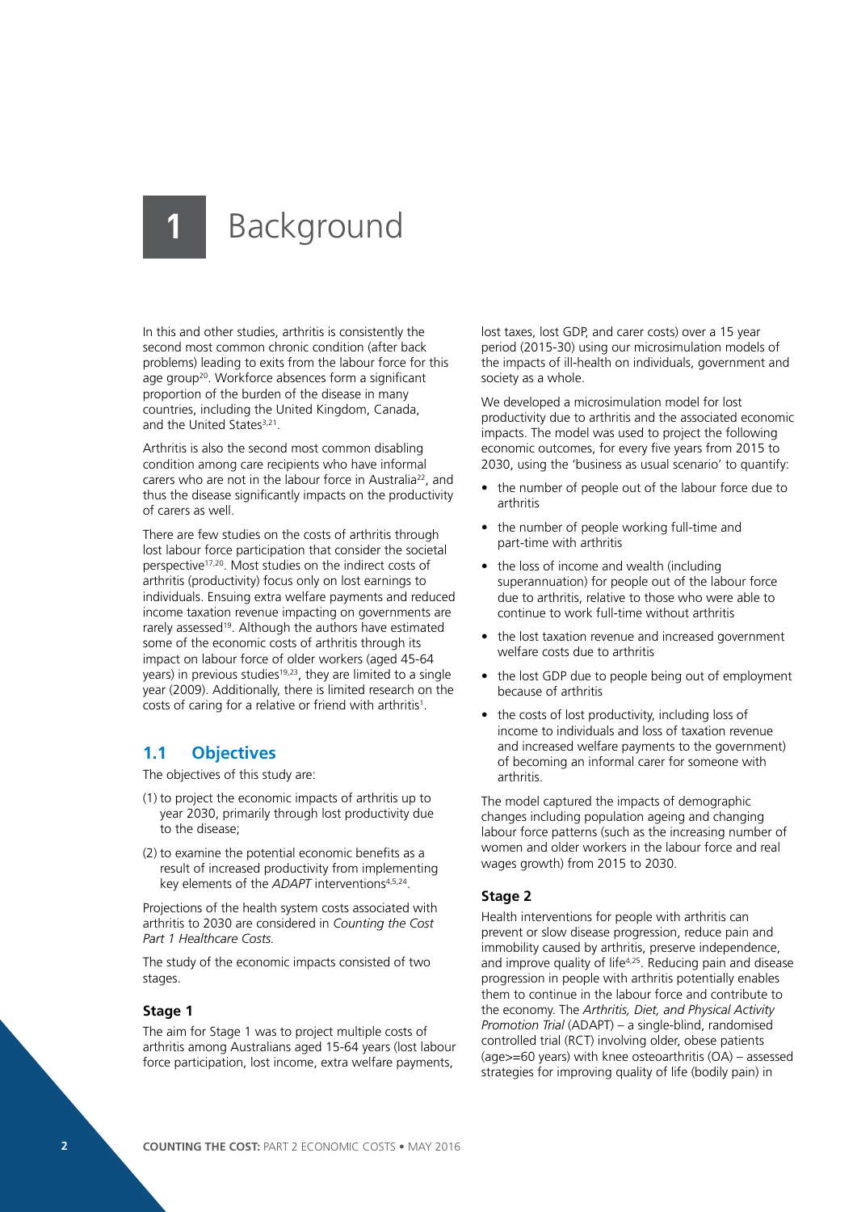# 1 Background

In this and other studies, arthritis is consistently the second most common chronic condition (after back problems) leading to exits from the labour force for this age group[20]. Workforce absences form a significant proportion of the burden of the disease in many countries, including the United Kingdom, Canada, and the United States[3,21].

Arthritis is also the second most common disabling condition among care recipients who have informal carers who are not in the labour force in Australia[22], and thus the disease significantly impacts on the productivity of carers as well.

There are few studies on the costs of arthritis through lost labour force participation that consider the societal perspective[17,20]. Most studies on the indirect costs of arthritis (productivity) focus only on lost earnings to individuals. Ensuing extra welfare payments and reduced income taxation revenue impacting on governments are rarely assessed[19]. Although the authors have estimated some of the economic costs of arthritis through its impact on labour force of older workers (aged 45-64 years) in previous studies[19,23], they are limited to a single year (2009). Additionally, there is limited research on the costs of caring for a relative or friend with arthritis[1].

## 1.1 Objectives

The objectives of this study are:

(1) to project the economic impacts of arthritis up to year 2030, primarily through lost productivity due to the disease;

(2) to examine the potential economic benefits as a result of increased productivity from implementing key elements of the *ADAPT* interventions[4,5,24].

Projections of the health system costs associated with arthritis to 2030 are considered in *Counting the Cost Part 1 Healthcare Costs.*

The study of the economic impacts consisted of two stages.

### Stage 1

The aim for Stage 1 was to project multiple costs of arthritis among Australians aged 15-64 years (lost labour force participation, lost income, extra welfare payments, lost taxes, lost GDP, and carer costs) over a 15 year period (2015-30) using our microsimulation models of the impacts of ill-health on individuals, government and society as a whole.

We developed a microsimulation model for lost productivity due to arthritis and the associated economic impacts. The model was used to project the following economic outcomes, for every five years from 2015 to 2030, using the 'business as usual scenario' to quantify:

- the number of people out of the labour force due to arthritis
- the number of people working full-time and part-time with arthritis
- the loss of income and wealth (including superannuation) for people out of the labour force due to arthritis, relative to those who were able to continue to work full-time without arthritis
- the lost taxation revenue and increased government welfare costs due to arthritis
- the lost GDP due to people being out of employment because of arthritis
- the costs of lost productivity, including loss of income to individuals and loss of taxation revenue and increased welfare payments to the government) of becoming an informal carer for someone with arthritis.

The model captured the impacts of demographic changes including population ageing and changing labour force patterns (such as the increasing number of women and older workers in the labour force and real wages growth) from 2015 to 2030.

### Stage 2

Health interventions for people with arthritis can prevent or slow disease progression, reduce pain and immobility caused by arthritis, preserve independence, and improve quality of life[4,25]. Reducing pain and disease progression in people with arthritis potentially enables them to continue in the labour force and contribute to the economy. The *Arthritis, Diet, and Physical Activity Promotion Trial* (ADAPT) – a single-blind, randomised controlled trial (RCT) involving older, obese patients (age>=60 years) with knee osteoarthritis (OA) – assessed strategies for improving quality of life (bodily pain) in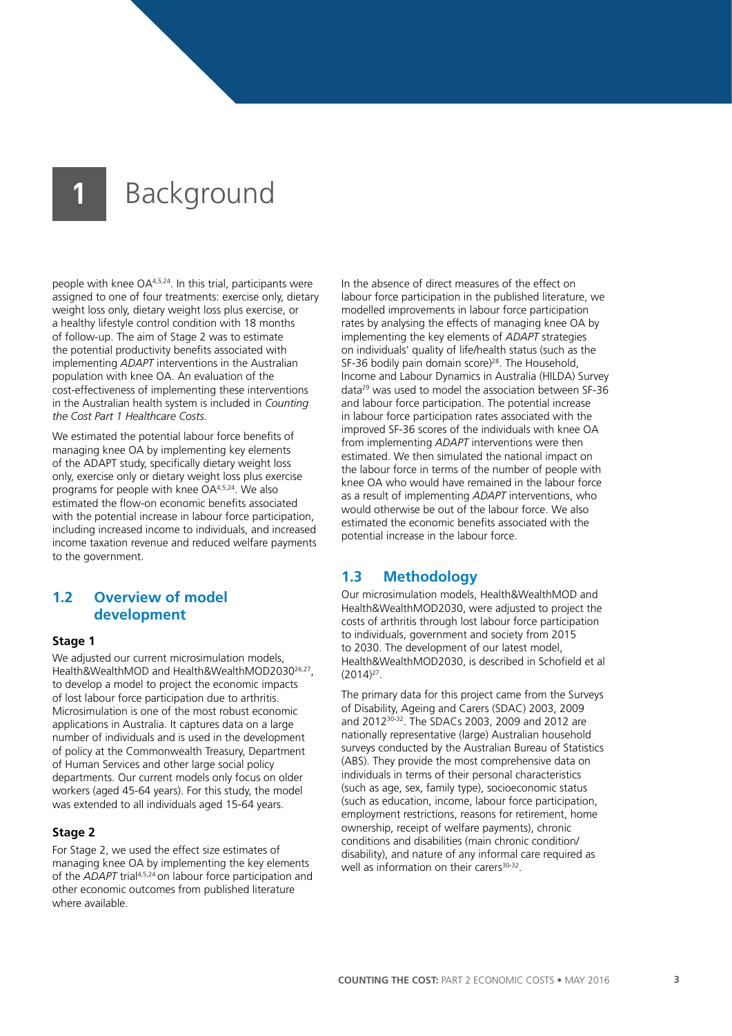# 1 Background

people with knee OA[4,5,24]. In this trial, participants were assigned to one of four treatments: exercise only, dietary weight loss only, dietary weight loss plus exercise, or a healthy lifestyle control condition with 18 months of follow-up. The aim of Stage 2 was to estimate the potential productivity benefits associated with implementing *ADAPT* interventions in the Australian population with knee OA. An evaluation of the cost-effectiveness of implementing these interventions in the Australian health system is included in *Counting the Cost Part 1 Healthcare Costs*.

We estimated the potential labour force benefits of managing knee OA by implementing key elements of the ADAPT study, specifically dietary weight loss only, exercise only or dietary weight loss plus exercise programs for people with knee OA[4,5,24]. We also estimated the flow-on economic benefits associated with the potential increase in labour force participation, including increased income to individuals, and increased income taxation revenue and reduced welfare payments to the government.

## 1.2 Overview of model development

### Stage 1

We adjusted our current microsimulation models, Health&WealthMOD and Health&WealthMOD2030[26,27], to develop a model to project the economic impacts of lost labour force participation due to arthritis. Microsimulation is one of the most robust economic applications in Australia. It captures data on a large number of individuals and is used in the development of policy at the Commonwealth Treasury, Department of Human Services and other large social policy departments. Our current models only focus on older workers (aged 45-64 years). For this study, the model was extended to all individuals aged 15-64 years.

### Stage 2

For Stage 2, we used the effect size estimates of managing knee OA by implementing the key elements of the *ADAPT* trial[4,5,24] on labour force participation and other economic outcomes from published literature where available.

In the absence of direct measures of the effect on labour force participation in the published literature, we modelled improvements in labour force participation rates by analysing the effects of managing knee OA by implementing the key elements of *ADAPT* strategies on individuals' quality of life/health status (such as the SF-36 bodily pain domain score)[28]. The Household, Income and Labour Dynamics in Australia (HILDA) Survey data[29] was used to model the association between SF-36 and labour force participation. The potential increase in labour force participation rates associated with the improved SF-36 scores of the individuals with knee OA from implementing *ADAPT* interventions were then estimated. We then simulated the national impact on the labour force in terms of the number of people with knee OA who would have remained in the labour force as a result of implementing *ADAPT* interventions, who would otherwise be out of the labour force. We also estimated the economic benefits associated with the potential increase in the labour force.

## 1.3 Methodology

Our microsimulation models, Health&WealthMOD and Health&WealthMOD2030, were adjusted to project the costs of arthritis through lost labour force participation to individuals, government and society from 2015 to 2030. The development of our latest model, Health&WealthMOD2030, is described in Schofield et al (2014)[27].

The primary data for this project came from the Surveys of Disability, Ageing and Carers (SDAC) 2003, 2009 and 2012[30-32]. The SDACs 2003, 2009 and 2012 are nationally representative (large) Australian household surveys conducted by the Australian Bureau of Statistics (ABS). They provide the most comprehensive data on individuals in terms of their personal characteristics (such as age, sex, family type), socioeconomic status (such as education, income, labour force participation, employment restrictions, reasons for retirement, home ownership, receipt of welfare payments), chronic conditions and disabilities (main chronic condition/disability), and nature of any informal care required as well as information on their carers[30-32].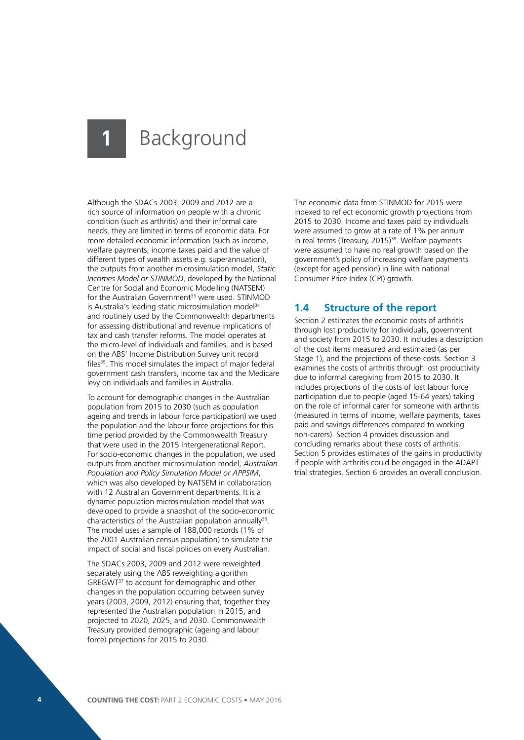# 1 Background

Although the SDACs 2003, 2009 and 2012 are a rich source of information on people with a chronic condition (such as arthritis) and their informal care needs, they are limited in terms of economic data. For more detailed economic information (such as income, welfare payments, income taxes paid and the value of different types of wealth assets e.g. superannuation), the outputs from another microsimulation model, *Static Incomes Model or STINMOD*, developed by the National Centre for Social and Economic Modelling (NATSEM) for the Australian Government[33] were used. STINMOD is Australia's leading static microsimulation model[34] and routinely used by the Commonwealth departments for assessing distributional and revenue implications of tax and cash transfer reforms. The model operates at the micro-level of individuals and families, and is based on the ABS' Income Distribution Survey unit record files[35]. This model simulates the impact of major federal government cash transfers, income tax and the Medicare levy on individuals and families in Australia.

To account for demographic changes in the Australian population from 2015 to 2030 (such as population ageing and trends in labour force participation) we used the population and the labour force projections for this time period provided by the Commonwealth Treasury that were used in the 2015 Intergenerational Report. For socio-economic changes in the population, we used outputs from another microsimulation model, *Australian Population and Policy Simulation Model or APPSIM*, which was also developed by NATSEM in collaboration with 12 Australian Government departments. It is a dynamic population microsimulation model that was developed to provide a snapshot of the socio-economic characteristics of the Australian population annually[36]. The model uses a sample of 188,000 records (1% of the 2001 Australian census population) to simulate the impact of social and fiscal policies on every Australian.

The SDACs 2003, 2009 and 2012 were reweighted separately using the ABS reweighting algorithm GREGWT[37] to account for demographic and other changes in the population occurring between survey years (2003, 2009, 2012) ensuring that, together they represented the Australian population in 2015, and projected to 2020, 2025, and 2030. Commonwealth Treasury provided demographic (ageing and labour force) projections for 2015 to 2030.

The economic data from STINMOD for 2015 were indexed to reflect economic growth projections from 2015 to 2030. Income and taxes paid by individuals were assumed to grow at a rate of 1% per annum in real terms (Treasury, 2015)[38]. Welfare payments were assumed to have no real growth based on the government's policy of increasing welfare payments (except for aged pension) in line with national Consumer Price Index (CPI) growth.

## 1.4 Structure of the report

Section 2 estimates the economic costs of arthritis through lost productivity for individuals, government and society from 2015 to 2030. It includes a description of the cost items measured and estimated (as per Stage 1), and the projections of these costs. Section 3 examines the costs of arthritis through lost productivity due to informal caregiving from 2015 to 2030. It includes projections of the costs of lost labour force participation due to people (aged 15-64 years) taking on the role of informal carer for someone with arthritis (measured in terms of income, welfare payments, taxes paid and savings differences compared to working non-carers). Section 4 provides discussion and concluding remarks about these costs of arthritis. Section 5 provides estimates of the gains in productivity if people with arthritis could be engaged in the ADAPT trial strategies. Section 6 provides an overall conclusion.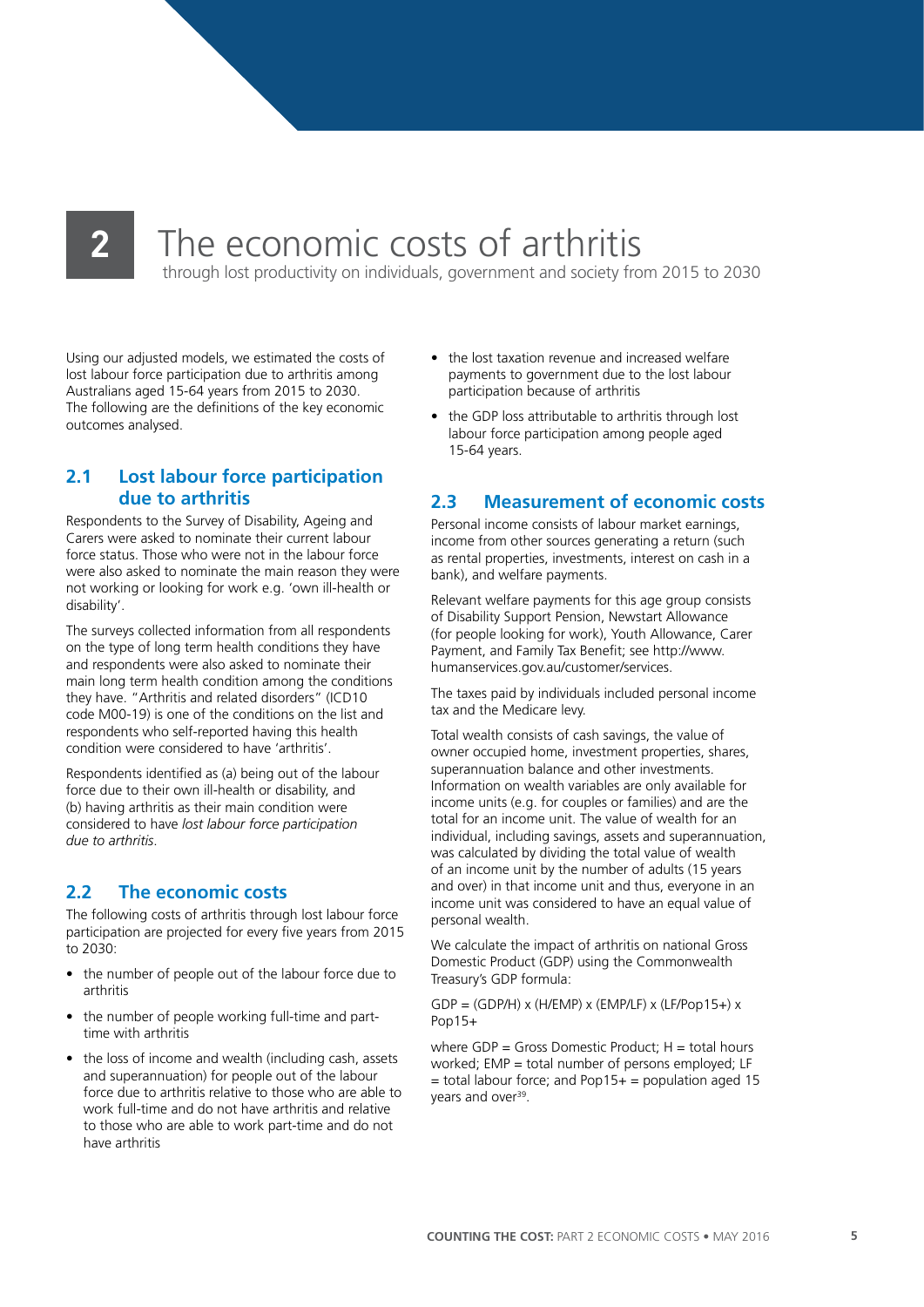# 2 The economic costs of arthritis

through lost productivity on individuals, government and society from 2015 to 2030

Using our adjusted models, we estimated the costs of lost labour force participation due to arthritis among Australians aged 15-64 years from 2015 to 2030. The following are the definitions of the key economic outcomes analysed.

## 2.1 Lost labour force participation due to arthritis

Respondents to the Survey of Disability, Ageing and Carers were asked to nominate their current labour force status. Those who were not in the labour force were also asked to nominate the main reason they were not working or looking for work e.g. 'own ill-health or disability'.

The surveys collected information from all respondents on the type of long term health conditions they have and respondents were also asked to nominate their main long term health condition among the conditions they have. "Arthritis and related disorders" (ICD10 code M00-19) is one of the conditions on the list and respondents who self-reported having this health condition were considered to have 'arthritis'.

Respondents identified as (a) being out of the labour force due to their own ill-health or disability, and (b) having arthritis as their main condition were considered to have *lost labour force participation due to arthritis*.

## 2.2 The economic costs

The following costs of arthritis through lost labour force participation are projected for every five years from 2015 to 2030:

- the number of people out of the labour force due to arthritis
- the number of people working full-time and part-time with arthritis
- the loss of income and wealth (including cash, assets and superannuation) for people out of the labour force due to arthritis relative to those who are able to work full-time and do not have arthritis and relative to those who are able to work part-time and do not have arthritis
- the lost taxation revenue and increased welfare payments to government due to the lost labour participation because of arthritis
- the GDP loss attributable to arthritis through lost labour force participation among people aged 15-64 years.

## 2.3 Measurement of economic costs

Personal income consists of labour market earnings, income from other sources generating a return (such as rental properties, investments, interest on cash in a bank), and welfare payments.

Relevant welfare payments for this age group consists of Disability Support Pension, Newstart Allowance (for people looking for work), Youth Allowance, Carer Payment, and Family Tax Benefit; see http://www.humanservices.gov.au/customer/services.

The taxes paid by individuals included personal income tax and the Medicare levy.

Total wealth consists of cash savings, the value of owner occupied home, investment properties, shares, superannuation balance and other investments. Information on wealth variables are only available for income units (e.g. for couples or families) and are the total for an income unit. The value of wealth for an individual, including savings, assets and superannuation, was calculated by dividing the total value of wealth of an income unit by the number of adults (15 years and over) in that income unit and thus, everyone in an income unit was considered to have an equal value of personal wealth.

We calculate the impact of arthritis on national Gross Domestic Product (GDP) using the Commonwealth Treasury's GDP formula:

$$GDP = (GDP/H) \times (H/EMP) \times (EMP/LF) \times (LF/Pop15+) \times Pop15+$$

where GDP = Gross Domestic Product; H = total hours worked; EMP = total number of persons employed; LF = total labour force; and Pop15+ = population aged 15 years and over[39].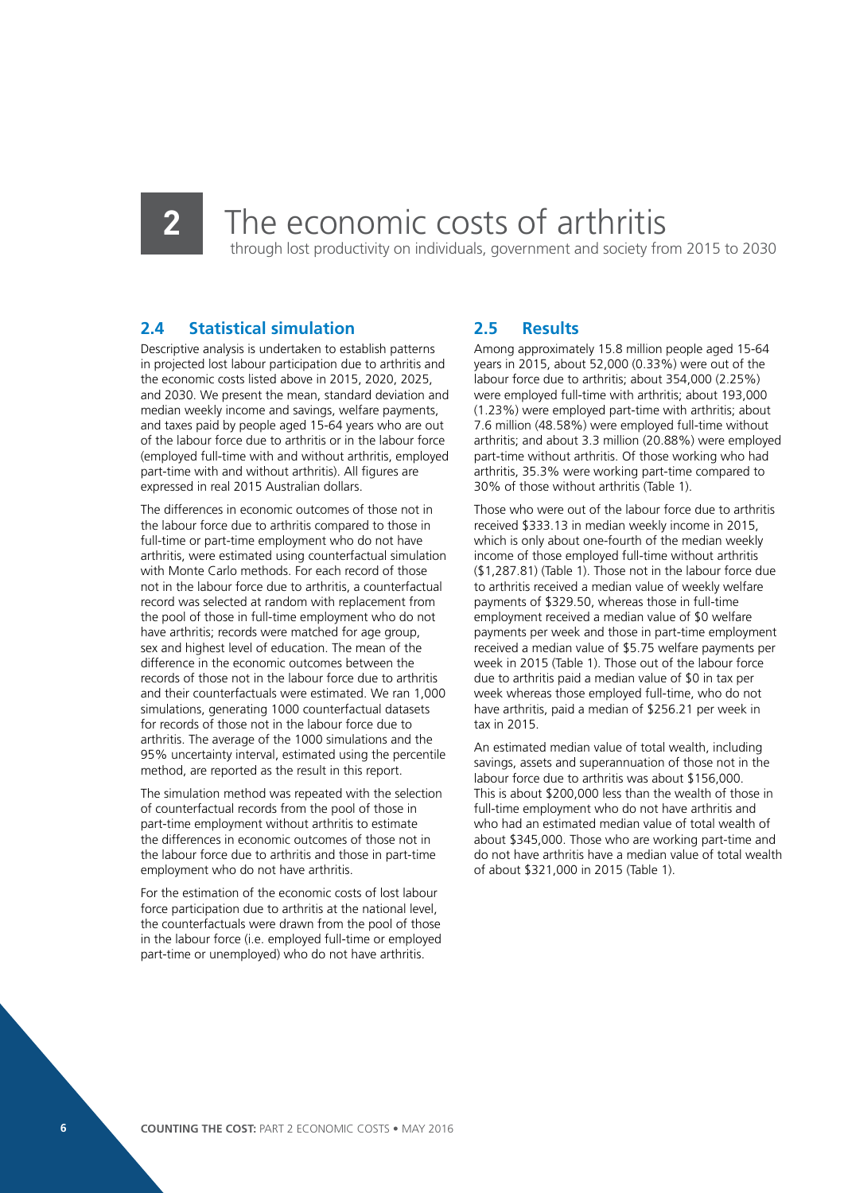# 2 The economic costs of arthritis

through lost productivity on individuals, government and society from 2015 to 2030

## 2.4 Statistical simulation

Descriptive analysis is undertaken to establish patterns in projected lost labour participation due to arthritis and the economic costs listed above in 2015, 2020, 2025, and 2030. We present the mean, standard deviation and median weekly income and savings, welfare payments, and taxes paid by people aged 15-64 years who are out of the labour force due to arthritis or in the labour force (employed full-time with and without arthritis, employed part-time with and without arthritis). All figures are expressed in real 2015 Australian dollars.

The differences in economic outcomes of those not in the labour force due to arthritis compared to those in full-time or part-time employment who do not have arthritis, were estimated using counterfactual simulation with Monte Carlo methods. For each record of those not in the labour force due to arthritis, a counterfactual record was selected at random with replacement from the pool of those in full-time employment who do not have arthritis; records were matched for age group, sex and highest level of education. The mean of the difference in the economic outcomes between the records of those not in the labour force due to arthritis and their counterfactuals were estimated. We ran 1,000 simulations, generating 1000 counterfactual datasets for records of those not in the labour force due to arthritis. The average of the 1000 simulations and the 95% uncertainty interval, estimated using the percentile method, are reported as the result in this report.

The simulation method was repeated with the selection of counterfactual records from the pool of those in part-time employment without arthritis to estimate the differences in economic outcomes of those not in the labour force due to arthritis and those in part-time employment who do not have arthritis.

For the estimation of the economic costs of lost labour force participation due to arthritis at the national level, the counterfactuals were drawn from the pool of those in the labour force (i.e. employed full-time or employed part-time or unemployed) who do not have arthritis.

## 2.5 Results

Among approximately 15.8 million people aged 15-64 years in 2015, about 52,000 (0.33%) were out of the labour force due to arthritis; about 354,000 (2.25%) were employed full-time with arthritis; about 193,000 (1.23%) were employed part-time with arthritis; about 7.6 million (48.58%) were employed full-time without arthritis; and about 3.3 million (20.88%) were employed part-time without arthritis. Of those working who had arthritis, 35.3% were working part-time compared to 30% of those without arthritis (Table 1).

Those who were out of the labour force due to arthritis received $333.13 in median weekly income in 2015, which is only about one-fourth of the median weekly income of those employed full-time without arthritis ($1,287.81) (Table 1). Those not in the labour force due to arthritis received a median value of weekly welfare payments of $329.50, whereas those in full-time employment received a median value of $0 welfare payments per week and those in part-time employment received a median value of $5.75 welfare payments per week in 2015 (Table 1). Those out of the labour force due to arthritis paid a median value of $0 in tax per week whereas those employed full-time, who do not have arthritis, paid a median of $256.21 per week in tax in 2015.

An estimated median value of total wealth, including savings, assets and superannuation of those not in the labour force due to arthritis was about $156,000. This is about $200,000 less than the wealth of those in full-time employment who do not have arthritis and who had an estimated median value of total wealth of about $345,000. Those who are working part-time and do not have arthritis have a median value of total wealth of about $321,000 in 2015 (Table 1).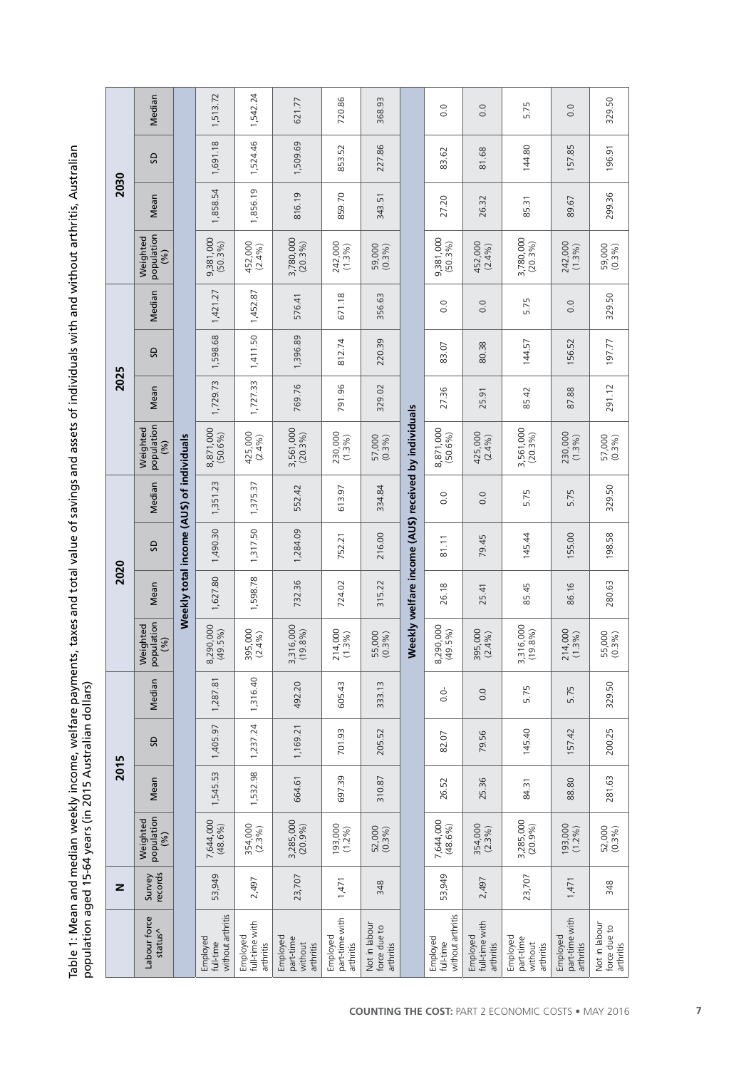Table 1: Mean and median weekly income, welfare payments, taxes and total value of savings and assets of individuals with and without arthritis, Australian population aged 15-64 years (in 2015 Australian dollars)

| | N | 2015 | | | | 2020 | | | | 2025 | | | | 2030 | | | |
|---|---|---|---|---|---|---|---|---|---|---|---|---|---|---|---|---|---|
| Labour force status^ | Survey records | Weighted population (%) | Mean | SD | Median | Weighted population (%) | Mean | SD | Median | Weighted population (%) | Mean | SD | Median | Weighted population (%) | Mean | SD | Median |
| **Weekly total income (AU$) of individuals** | | | | | | | | | | | | | | | | | |
| Employed full-time without arthritis | 53,949 | 7,644,000 (48.6%) | 1,545.53 | 1,405.97 | 1,287.81 | 8,290,000 (49.5%) | 1,627.80 | 1,490.30 | 1,351.23 | 8,871,000 (50.6%) | 1,729.73 | 1,598.68 | 1,421.27 | 9,381,000 (50.3%) | 1,858.54 | 1,691.18 | 1,513.72 |
| Employed full-time with arthritis | 2,497 | 354,000 (2.3%) | 1,532.98 | 1,237.24 | 1,316.40 | 395,000 (2.4%) | 1,598.78 | 1,317.50 | 1,375.37 | 425,000 (2.4%) | 1,727.33 | 1,411.50 | 1,452.87 | 452,000 (2.4%) | 1,856.19 | 1,524.46 | 1,542.24 |
| Employed part-time without arthritis | 23,707 | 3,285,000 (20.9%) | 664.61 | 1,169.21 | 492.20 | 3,316,000 (19.8%) | 732.36 | 1,284.09 | 552.42 | 3,561,000 (20.3%) | 769.76 | 1,396.89 | 576.41 | 3,780,000 (20.3%) | 816.19 | 1,509.69 | 621.77 |
| Employed part-time with arthritis | 1,471 | 193,000 (1.2%) | 697.39 | 701.93 | 605.43 | 214,000 (1.3%) | 724.02 | 752.21 | 613.97 | 230,000 (1.3%) | 791.96 | 812.74 | 671.18 | 242,000 (1.3%) | 859.70 | 853.52 | 720.86 |
| Not in labour force due to arthritis | 348 | 52,000 (0.3%) | 310.87 | 205.52 | 333.13 | 55,000 (0.3%) | 315.22 | 216.00 | 334.84 | 57,000 (0.3%) | 329.02 | 220.39 | 356.63 | 59,000 (0.3%) | 343.51 | 227.86 | 368.93 |
| **Weekly welfare income (AU$) received by individuals** | | | | | | | | | | | | | | | | | |
| Employed full-time without arthritis | 53,949 | 7,644,000 (48.6%) | 26.52 | 82.07 | 0.0- | 8,290,000 (49.5%) | 26.18 | 81.11 | 0.0 | 8,871,000 (50.6%) | 27.36 | 83.07 | 0.0 | 9,381,000 (50.3%) | 27.20 | 83.62 | 0.0 |
| Employed full-time with arthritis | 2,497 | 354,000 (2.3%) | 25.36 | 79.56 | 0.0 | 395,000 (2.4%) | 25.41 | 79.45 | 0.0 | 425,000 (2.4%) | 25.91 | 80.38 | 0.0 | 452,000 (2.4%) | 26.32 | 81.68 | 0.0 |
| Employed part-time without arthritis | 23,707 | 3,285,000 (20.9%) | 84.31 | 145.40 | 5.75 | 3,316,000 (19.8%) | 85.45 | 145.44 | 5.75 | 3,561,000 (20.3%) | 85.42 | 144.57 | 5.75 | 3,780,000 (20.3%) | 85.31 | 144.80 | 5.75 |
| Employed part-time with arthritis | 1,471 | 193,000 (1.2%) | 88.80 | 157.42 | 5.75 | 214,000 (1.3%) | 86.16 | 155.00 | 5.75 | 230,000 (1.3%) | 87.88 | 156.52 | 0.0 | 242,000 (1.3%) | 89.67 | 157.85 | 0.0 |
| Not in labour force due to arthritis | 348 | 52,000 (0.3%) | 281.63 | 200.25 | 329.50 | 55,000 (0.3%) | 280.63 | 198.58 | 329.50 | 57,000 (0.3%) | 291.12 | 197.77 | 329.50 | 59,000 (0.3%) | 299.36 | 196.91 | 329.50 |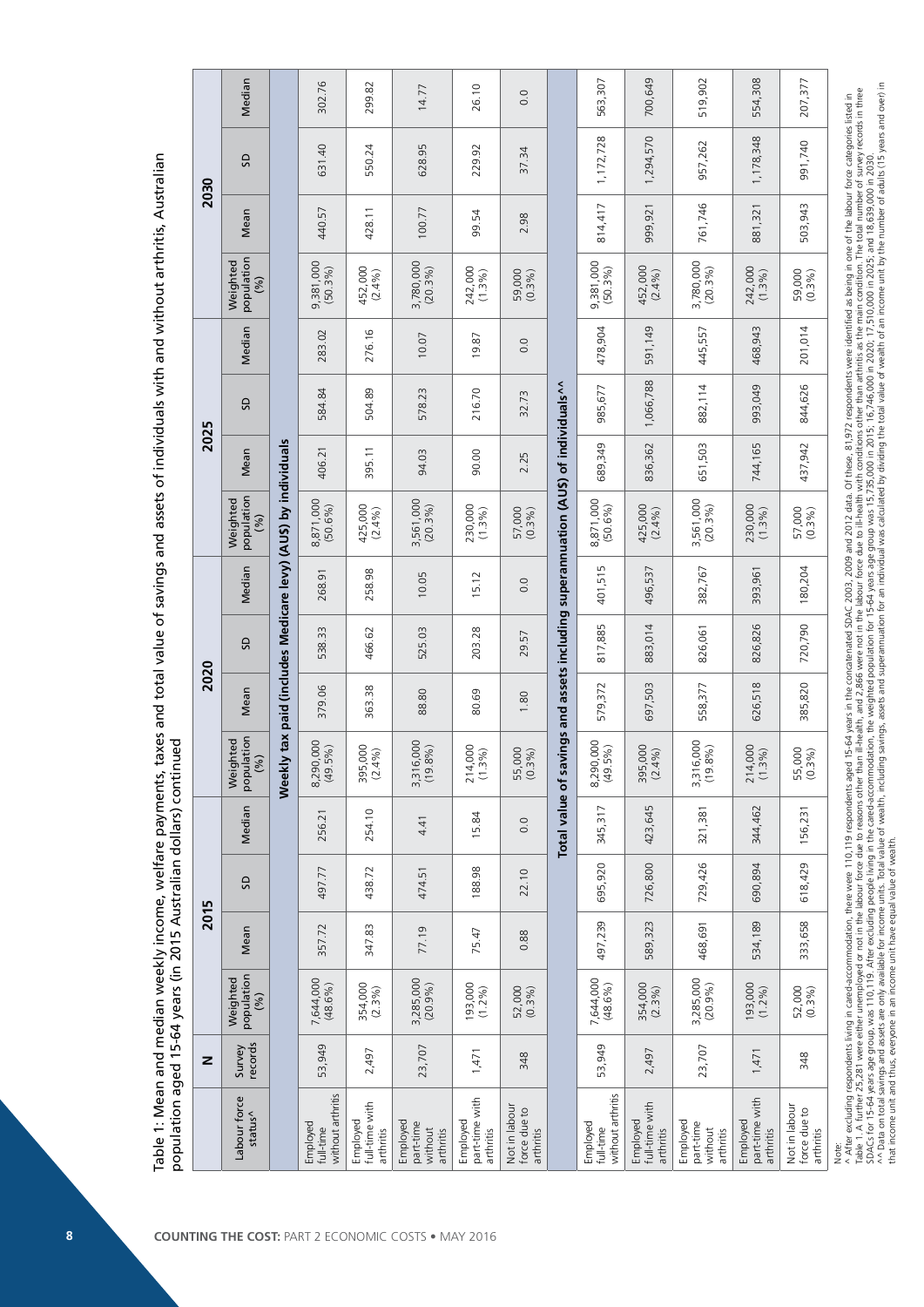Table 1: Mean and median weekly income, welfare payments, taxes and total value of savings and assets of individuals with and without arthritis, Australian population aged 15-64 years (in 2015 Australian dollars) continued

| Labour force status^ | N | | 2015 | | | | 2020 | | | | 2025 | | | | 2030 | | | |
|---|---|---|---|---|---|---|---|---|---|---|---|---|---|---|---|---|---|---|
| | Survey records | Weighted population (%) | Mean | SD | Median | Weighted population (%) | Mean | SD | Median | Weighted population (%) | Mean | SD | Median | Weighted population (%) | Mean | SD | Median |
| **Weekly tax paid (includes Medicare levy) (AU$) by individuals** | | | | | | | | | | | | | | | | | |
| Employed full-time without arthritis | 53,949 | 7,644,000 (48.6%) | 357.72 | 497.77 | 256.21 | 8,290,000 (49.5%) | 379.06 | 538.33 | 268.91 | 8,871,000 (50.6%) | 406.21 | 584.84 | 283.02 | 9,381,000 (50.3%) | 440.57 | 631.40 | 302.76 |
| Employed full-time with arthritis | 2,497 | 354,000 (2.3%) | 347.83 | 438.72 | 254.10 | 395,000 (2.4%) | 363.38 | 466.62 | 258.98 | 425,000 (2.4%) | 395.11 | 504.89 | 276.16 | 452,000 (2.4%) | 428.11 | 550.24 | 299.82 |
| Employed part-time without arthritis | 23,707 | 3,285,000 (20.9%) | 77.19 | 474.51 | 4.41 | 3,316,000 (19.8%) | 88.80 | 525.03 | 10.05 | 3,561,000 (20.3%) | 94.03 | 578.23 | 10.07 | 3,780,000 (20.3%) | 100.77 | 628.95 | 14.77 |
| Employed part-time with arthritis | 1,471 | 193,000 (1.2%) | 75.47 | 188.98 | 15.84 | 214,000 (1.3%) | 80.69 | 203.28 | 15.12 | 230,000 (1.3%) | 90.00 | 216.70 | 19.87 | 242,000 (1.3%) | 99.54 | 229.92 | 26.10 |
| Not in labour force due to arthritis | 348 | 52,000 (0.3%) | 0.88 | 22.10 | 0.0 | 55,000 (0.3%) | 1.80 | 29.57 | 0.0 | 57,000 (0.3%) | 2.25 | 32.73 | 0.0 | 59,000 (0.3%) | 2.98 | 37.34 | 0.0 |
| **Total value of savings and assets including superannuation (AU$) of individuals^^** | | | | | | | | | | | | | | | | | |
| Employed full-time without arthritis | 53,949 | 7,644,000 (48.6%) | 497,239 | 695,920 | 345,317 | 8,290,000 (49.5%) | 579,372 | 817,885 | 401,515 | 8,871,000 (50.6%) | 689,349 | 985,677 | 478,904 | 9,381,000 (50.3%) | 814,417 | 1,172,728 | 563,307 |
| Employed full-time with arthritis | 2,497 | 354,000 (2.3%) | 589,323 | 726,800 | 423,645 | 395,000 (2.4%) | 697,503 | 883,014 | 496,537 | 425,000 (2.4%) | 836,362 | 1,066,788 | 591,149 | 452,000 (2.4%) | 999,921 | 1,294,570 | 700,649 |
| Employed part-time without arthritis | 23,707 | 3,285,000 (20.9%) | 468,691 | 729,426 | 321,381 | 3,316,000 (19.8%) | 558,377 | 826,061 | 382,767 | 3,561,000 (20.3%) | 651,503 | 882,114 | 445,557 | 3,780,000 (20.3%) | 761,746 | 957,262 | 519,902 |
| Employed part-time with arthritis | 1,471 | 193,000 (1.2%) | 534,189 | 690,894 | 344,462 | 214,000 (1.3%) | 626,518 | 826,826 | 393,961 | 230,000 (1.3%) | 744,165 | 993,049 | 468,943 | 242,000 (1.3%) | 881,321 | 1,178,348 | 554,308 |
| Not in labour force due to arthritis | 348 | 52,000 (0.3%) | 333,658 | 618,429 | 156,231 | 55,000 (0.3%) | 385,820 | 720,790 | 180,204 | 57,000 (0.3%) | 437,942 | 844,626 | 201,014 | 59,000 (0.3%) | 503,943 | 991,740 | 207,377 |

Note:
^ After excluding respondents living in cared-accommodation, there were 110,119 respondents aged 15-64 years in the concatenated SDAC 2003, 2009 and 2012 data. Of these, 81,972 respondents were identified as being in one of the labour force categories listed in Table 1. A further 25,281 were either unemployed or not in the labour force due to reasons other than ill-health, and 2,866 were not in the labour force due to ill-health with conditions other than arthritis as the main condition. The total number of survey records in three SDACs for 15-64 years age group, was 110,119. After excluding people living in the cared-accommodation, the weighted population for 15-64 years age group was 15,735,000 in 2015; 16,746,000 in 2020; 17,510,000 in 2025; and 18,639,000 in 2030.
^^ Data on total savings and assets are only available for income units. Total value of wealth, including savings, assets and superannuation for an individual was calculated by dividing the total value of wealth of an income unit by the number of adults (15 years and over) in that income unit and thus, everyone in an income unit have equal value of wealth.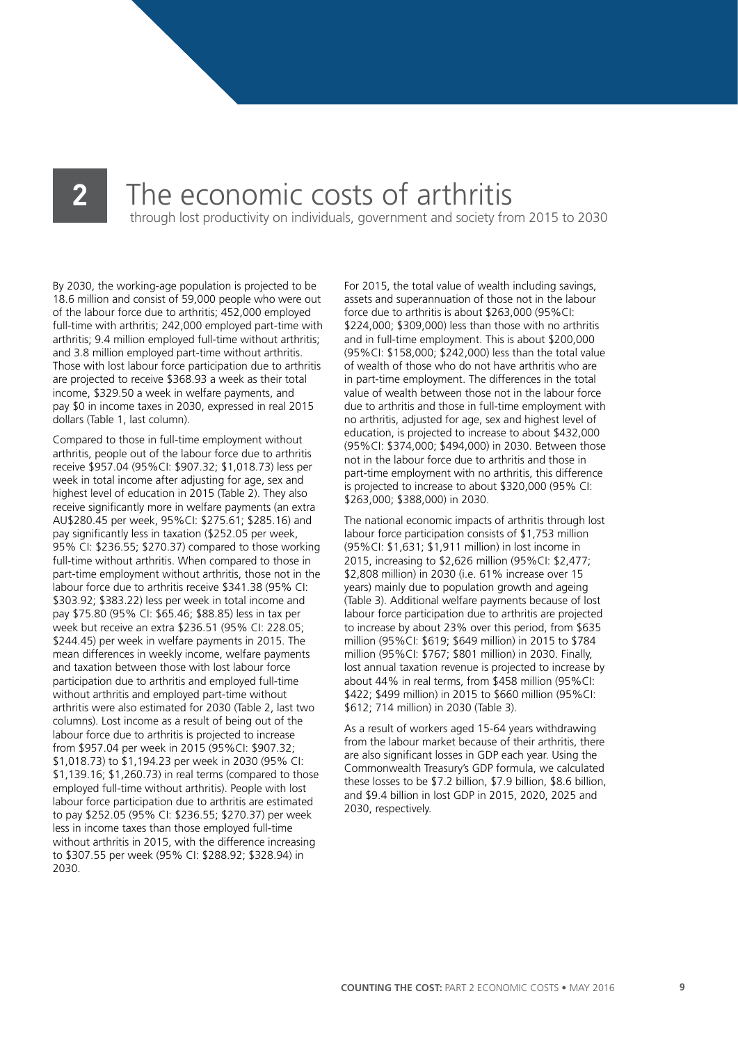# 2 The economic costs of arthritis

through lost productivity on individuals, government and society from 2015 to 2030

By 2030, the working-age population is projected to be 18.6 million and consist of 59,000 people who were out of the labour force due to arthritis; 452,000 employed full-time with arthritis; 242,000 employed part-time with arthritis; 9.4 million employed full-time without arthritis; and 3.8 million employed part-time without arthritis. Those with lost labour force participation due to arthritis are projected to receive $368.93 a week as their total income, $329.50 a week in welfare payments, and pay $0 in income taxes in 2030, expressed in real 2015 dollars (Table 1, last column).

Compared to those in full-time employment without arthritis, people out of the labour force due to arthritis receive $957.04 (95%CI: $907.32; $1,018.73) less per week in total income after adjusting for age, sex and highest level of education in 2015 (Table 2). They also receive significantly more in welfare payments (an extra AU$280.45 per week, 95%CI: $275.61; $285.16) and pay significantly less in taxation ($252.05 per week, 95% CI: $236.55; $270.37) compared to those working full-time without arthritis. When compared to those in part-time employment without arthritis, those not in the labour force due to arthritis receive $341.38 (95% CI: $303.92; $383.22) less per week in total income and pay $75.80 (95% CI: $65.46; $88.85) less in tax per week but receive an extra $236.51 (95% CI: 228.05; $244.45) per week in welfare payments in 2015. The mean differences in weekly income, welfare payments and taxation between those with lost labour force participation due to arthritis and employed full-time without arthritis and employed part-time without arthritis were also estimated for 2030 (Table 2, last two columns). Lost income as a result of being out of the labour force due to arthritis is projected to increase from $957.04 per week in 2015 (95%CI: $907.32; $1,018.73) to $1,194.23 per week in 2030 (95% CI: $1,139.16; $1,260.73) in real terms (compared to those employed full-time without arthritis). People with lost labour force participation due to arthritis are estimated to pay $252.05 (95% CI: $236.55; $270.37) per week less in income taxes than those employed full-time without arthritis in 2015, with the difference increasing to $307.55 per week (95% CI: $288.92; $328.94) in 2030.

For 2015, the total value of wealth including savings, assets and superannuation of those not in the labour force due to arthritis is about $263,000 (95%CI: $224,000; $309,000) less than those with no arthritis and in full-time employment. This is about $200,000 (95%CI: $158,000; $242,000) less than the total value of wealth of those who do not have arthritis who are in part-time employment. The differences in the total value of wealth between those not in the labour force due to arthritis and those in full-time employment with no arthritis, adjusted for age, sex and highest level of education, is projected to increase to about $432,000 (95%CI: $374,000; $494,000) in 2030. Between those not in the labour force due to arthritis and those in part-time employment with no arthritis, this difference is projected to increase to about $320,000 (95% CI: $263,000; $388,000) in 2030.

The national economic impacts of arthritis through lost labour force participation consists of $1,753 million (95%CI: $1,631; $1,911 million) in lost income in 2015, increasing to $2,626 million (95%CI: $2,477; $2,808 million) in 2030 (i.e. 61% increase over 15 years) mainly due to population growth and ageing (Table 3). Additional welfare payments because of lost labour force participation due to arthritis are projected to increase by about 23% over this period, from $635 million (95%CI: $619; $649 million) in 2015 to $784 million (95%CI: $767; $801 million) in 2030. Finally, lost annual taxation revenue is projected to increase by about 44% in real terms, from $458 million (95%CI: $422; $499 million) in 2015 to $660 million (95%CI: $612; 714 million) in 2030 (Table 3).

As a result of workers aged 15-64 years withdrawing from the labour market because of their arthritis, there are also significant losses in GDP each year. Using the Commonwealth Treasury's GDP formula, we calculated these losses to be $7.2 billion, $7.9 billion, $8.6 billion, and $9.4 billion in lost GDP in 2015, 2020, 2025 and 2030, respectively.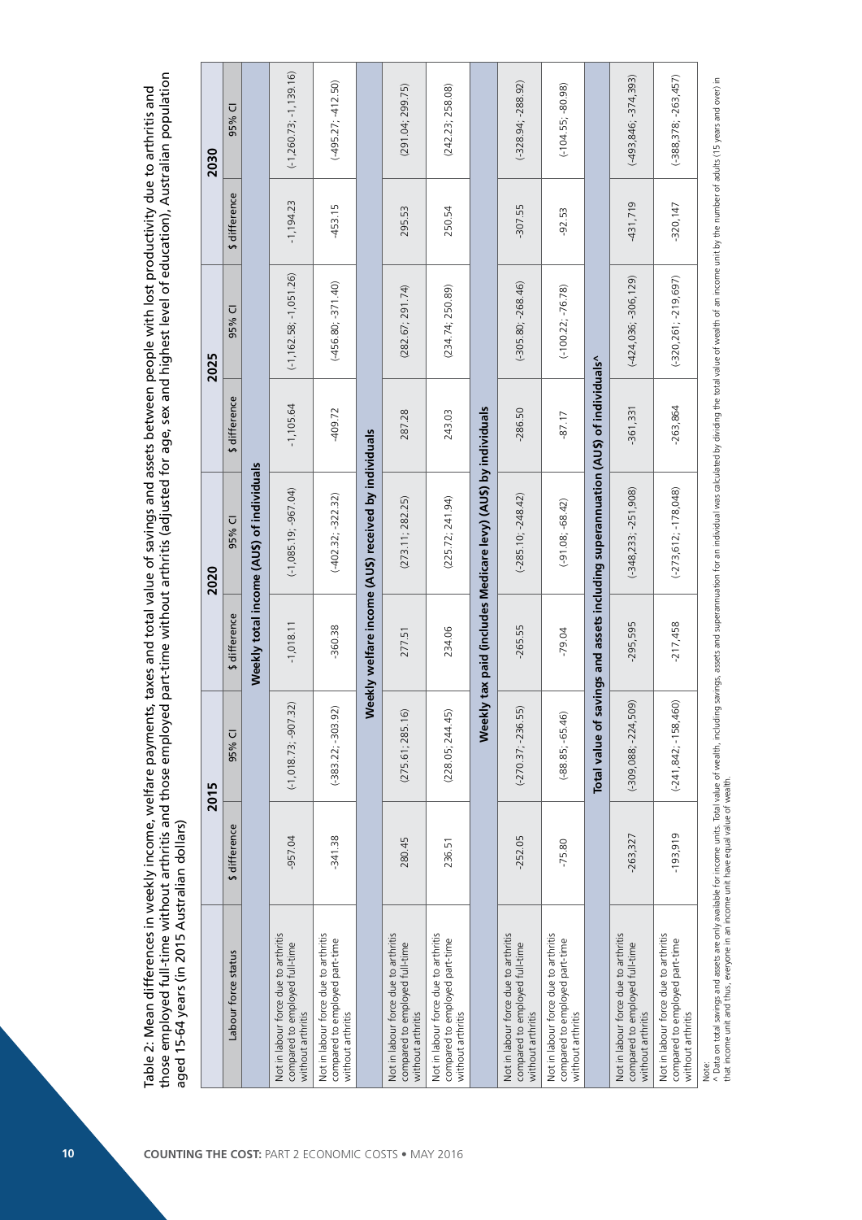Table 2: Mean differences in weekly income, welfare payments, taxes and total value of savings and assets between people with lost productivity due to arthritis and those employed full-time without arthritis and those employed part-time without arthritis (adjusted for age, sex and highest level of education), Australian population aged 15-64 years (in 2015 Australian dollars)

| Labour force status | 2015 | | 2020 | | 2025 | | 2030 | |
|---|---|---|---|---|---|---|---|---|
| | $ difference | 95% CI | $ difference | 95% CI | $ difference | 95% CI | $ difference | 95% CI |
| **Weekly total income (AU$) of individuals** | | | | | | | | |
| Not in labour force due to arthritis compared to employed full-time without arthritis | -957.04 | (-1,018.73; -907.32) | -1,018.11 | (-1,085.19; -967.04) | -1,105.64 | (-1,162.58; -1,051.26) | -1,194.23 | (-1,260.73; -1,139.16) |
| Not in labour force due to arthritis compared to employed part-time without arthritis | -341.38 | (-383.22; -303.92) | -360.38 | (-402.32; -322.32) | -409.72 | (-456.80; -371.40) | -453.15 | (-495.27; -412.50) |
| **Weekly welfare income (AU$) received by individuals** | | | | | | | | |
| Not in labour force due to arthritis compared to employed full-time without arthritis | 280.45 | (275.61; 285.16) | 277.51 | (273.11; 282.25) | 287.28 | (282.67; 291.74) | 295.53 | (291.04; 299.75) |
| Not in labour force due to arthritis compared to employed part-time without arthritis | 236.51 | (228.05; 244.45) | 234.06 | (225.72; 241.94) | 243.03 | (234.74; 250.89) | 250.54 | (242.23; 258.08) |
| **Weekly tax paid (includes Medicare levy) (AU$) by individuals** | | | | | | | | |
| Not in labour force due to arthritis compared to employed full-time without arthritis | -252.05 | (-270.37; -236.55) | -265.55 | (-285.10; -248.42) | -286.50 | (-305.80; -268.46) | -307.55 | (-328.94; -288.92) |
| Not in labour force due to arthritis compared to employed part-time without arthritis | -75.80 | (-88.85; -65.46) | -79.04 | (-91.08; -68.42) | -87.17 | (-100.22; -76.78) | -92.53 | (-104.55; -80.98) |
| **Total value of savings and assets including superannuation (AU$) of individuals^** | | | | | | | | |
| Not in labour force due to arthritis compared to employed full-time without arthritis | -263,327 | (-309,088; -224,509) | -295,595 | (-348,233; -251,908) | -361,331 | (-424,036; -306,129) | -431,719 | (-493,846; -374,393) |
| Not in labour force due to arthritis compared to employed part-time without arthritis | -193,919 | (-241,842; -158,460) | -217,458 | (-273,612; -178,048) | -263,864 | (-320,261; -219,697) | -320,147 | (-388,378; -263,457) |

Note:
^ Data on total savings and assets are only available for income units. Total value of wealth, including savings, assets and superannuation for an individual was calculated by dividing the total value of wealth of an income unit by the number of adults (15 years and over) in that income unit and thus, everyone in an income unit have equal value of wealth.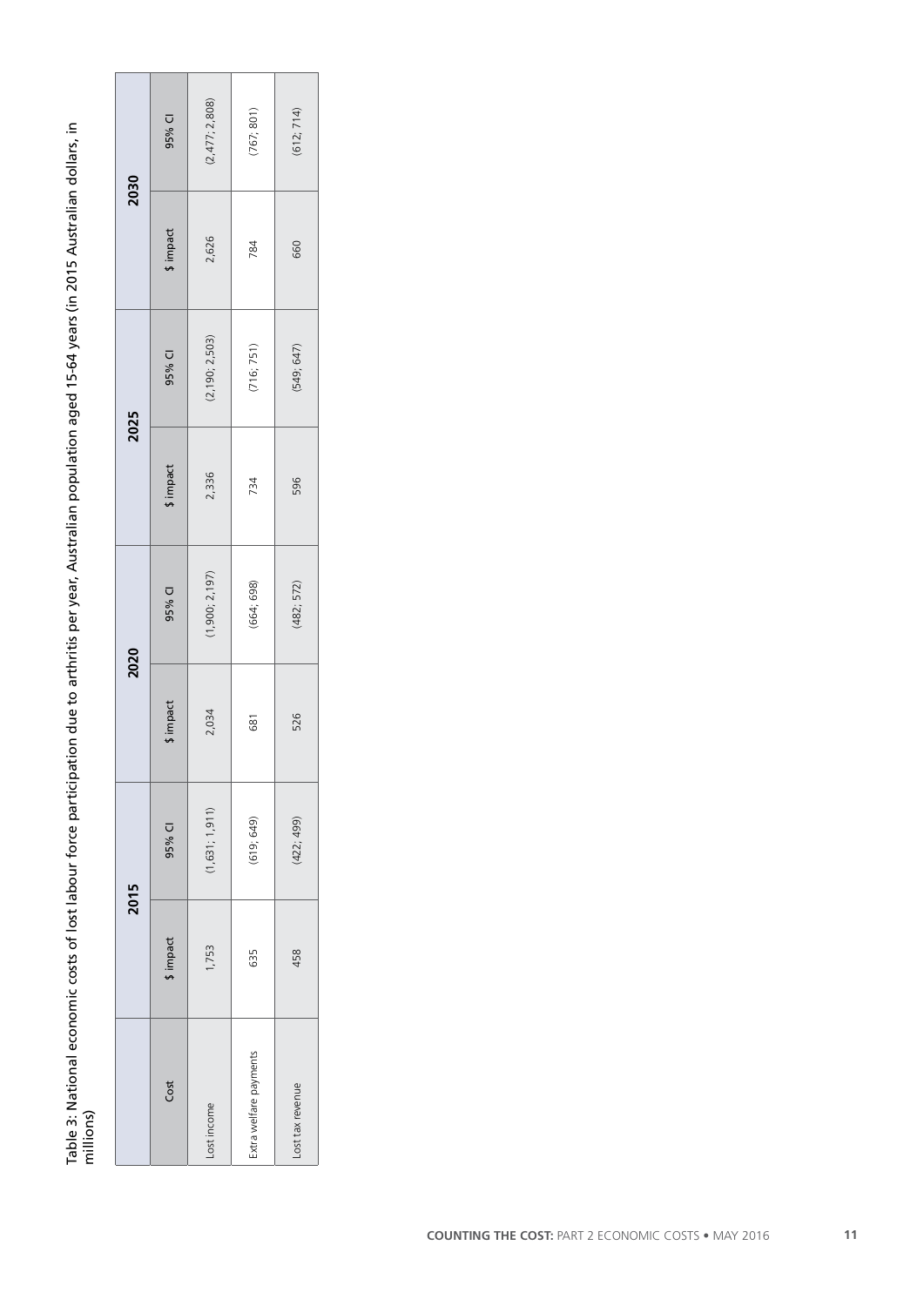Table 3: National economic costs of lost labour force participation due to arthritis per year, Australian population aged 15-64 years (in 2015 Australian dollars, in millions)

| | 2015 | | 2020 | | 2025 | | 2030 | |
|---|---|---|---|---|---|---|---|---|
| Cost | $ impact | 95% CI | $ impact | 95% CI | $ impact | 95% CI | $ impact | 95% CI |
| Lost income | 1,753 | (1,631; 1,911) | 2,034 | (1,900; 2,197) | 2,336 | (2,190; 2,503) | 2,626 | (2,477; 2,808) |
| Extra welfare payments | 635 | (619; 649) | 681 | (664; 698) | 734 | (716; 751) | 784 | (767; 801) |
| Lost tax revenue | 458 | (422; 499) | 526 | (482; 572) | 596 | (549; 647) | 660 | (612; 714) |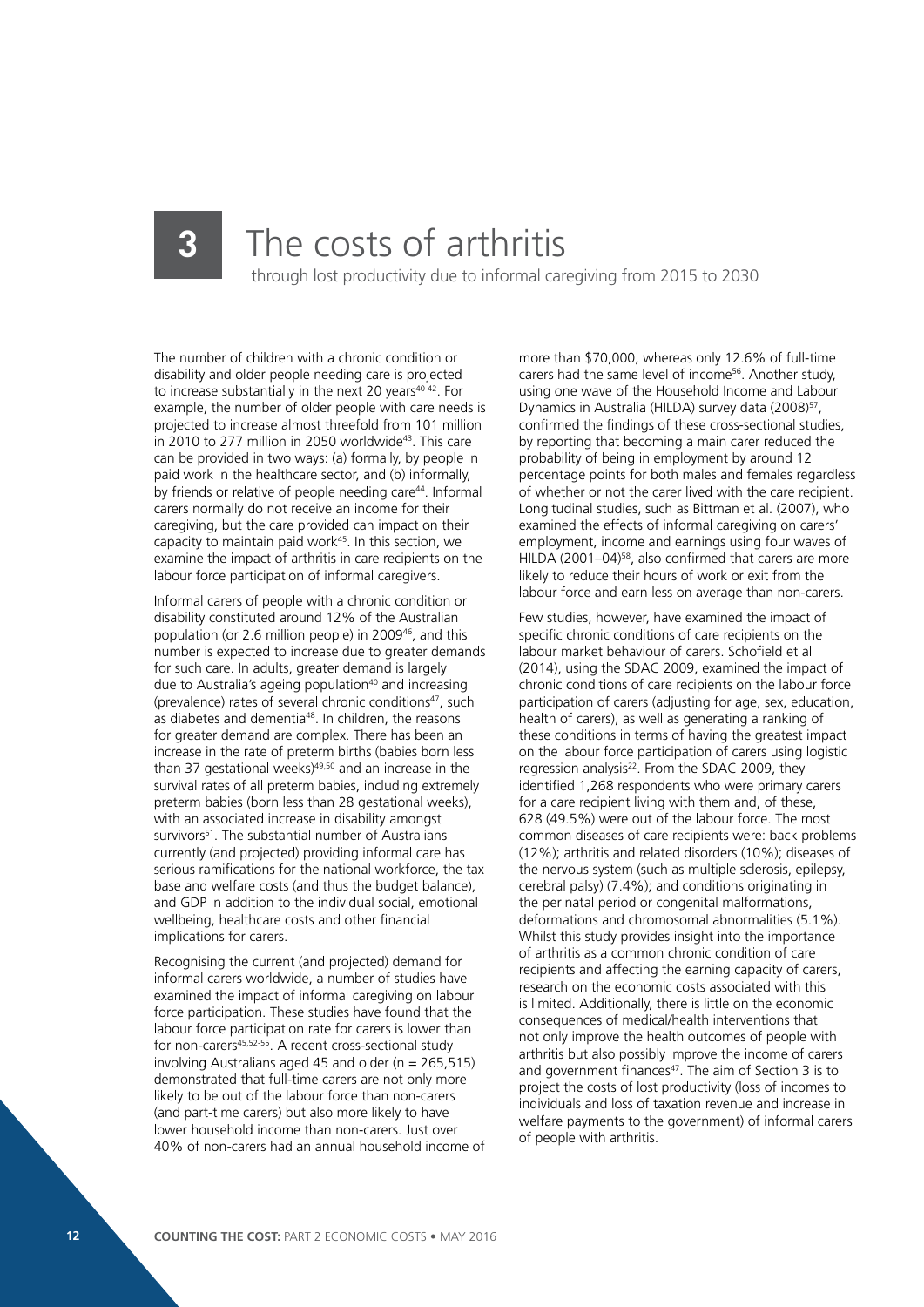# 3 The costs of arthritis

through lost productivity due to informal caregiving from 2015 to 2030

The number of children with a chronic condition or disability and older people needing care is projected to increase substantially in the next 20 years[40-42]. For example, the number of older people with care needs is projected to increase almost threefold from 101 million in 2010 to 277 million in 2050 worldwide[43]. This care can be provided in two ways: (a) formally, by people in paid work in the healthcare sector, and (b) informally, by friends or relative of people needing care[44]. Informal carers normally do not receive an income for their caregiving, but the care provided can impact on their capacity to maintain paid work[45]. In this section, we examine the impact of arthritis in care recipients on the labour force participation of informal caregivers.

Informal carers of people with a chronic condition or disability constituted around 12% of the Australian population (or 2.6 million people) in 2009[46], and this number is expected to increase due to greater demands for such care. In adults, greater demand is largely due to Australia's ageing population[40] and increasing (prevalence) rates of several chronic conditions[47], such as diabetes and dementia[48]. In children, the reasons for greater demand are complex. There has been an increase in the rate of preterm births (babies born less than 37 gestational weeks)[49,50] and an increase in the survival rates of all preterm babies, including extremely preterm babies (born less than 28 gestational weeks), with an associated increase in disability amongst survivors[51]. The substantial number of Australians currently (and projected) providing informal care has serious ramifications for the national workforce, the tax base and welfare costs (and thus the budget balance), and GDP in addition to the individual social, emotional wellbeing, healthcare costs and other financial implications for carers.

Recognising the current (and projected) demand for informal carers worldwide, a number of studies have examined the impact of informal caregiving on labour force participation. These studies have found that the labour force participation rate for carers is lower than for non-carers[45,52-55]. A recent cross-sectional study involving Australians aged 45 and older (n = 265,515) demonstrated that full-time carers are not only more likely to be out of the labour force than non-carers (and part-time carers) but also more likely to have lower household income than non-carers. Just over 40% of non-carers had an annual household income of more than $70,000, whereas only 12.6% of full-time carers had the same level of income[56]. Another study, using one wave of the Household Income and Labour Dynamics in Australia (HILDA) survey data (2008)[57], confirmed the findings of these cross-sectional studies, by reporting that becoming a main carer reduced the probability of being in employment by around 12 percentage points for both males and females regardless of whether or not the carer lived with the care recipient. Longitudinal studies, such as Bittman et al. (2007), who examined the effects of informal caregiving on carers' employment, income and earnings using four waves of HILDA (2001–04)[58], also confirmed that carers are more likely to reduce their hours of work or exit from the labour force and earn less on average than non-carers.

Few studies, however, have examined the impact of specific chronic conditions of care recipients on the labour market behaviour of carers. Schofield et al (2014), using the SDAC 2009, examined the impact of chronic conditions of care recipients on the labour force participation of carers (adjusting for age, sex, education, health of carers), as well as generating a ranking of these conditions in terms of having the greatest impact on the labour force participation of carers using logistic regression analysis[22]. From the SDAC 2009, they identified 1,268 respondents who were primary carers for a care recipient living with them and, of these, 628 (49.5%) were out of the labour force. The most common diseases of care recipients were: back problems (12%); arthritis and related disorders (10%); diseases of the nervous system (such as multiple sclerosis, epilepsy, cerebral palsy) (7.4%); and conditions originating in the perinatal period or congenital malformations, deformations and chromosomal abnormalities (5.1%). Whilst this study provides insight into the importance of arthritis as a common chronic condition of care recipients and affecting the earning capacity of carers, research on the economic costs associated with this is limited. Additionally, there is little on the economic consequences of medical/health interventions that not only improve the health outcomes of people with arthritis but also possibly improve the income of carers and government finances[47]. The aim of Section 3 is to project the costs of lost productivity (loss of incomes to individuals and loss of taxation revenue and increase in welfare payments to the government) of informal carers of people with arthritis.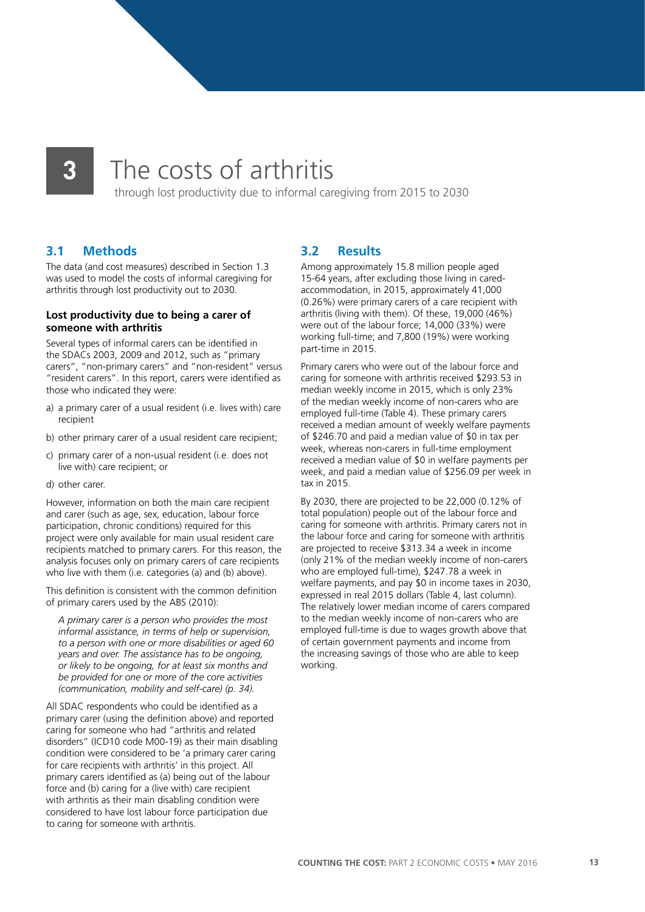# 3 The costs of arthritis

through lost productivity due to informal caregiving from 2015 to 2030

## 3.1 Methods

The data (and cost measures) described in Section 1.3 was used to model the costs of informal caregiving for arthritis through lost productivity out to 2030.

### Lost productivity due to being a carer of someone with arthritis

Several types of informal carers can be identified in the SDACs 2003, 2009 and 2012, such as "primary carers", "non-primary carers" and "non-resident" versus "resident carers". In this report, carers were identified as those who indicated they were:

a) a primary carer of a usual resident (i.e. lives with) care recipient

b) other primary carer of a usual resident care recipient;

c) primary carer of a non-usual resident (i.e. does not live with) care recipient; or

d) other carer.

However, information on both the main care recipient and carer (such as age, sex, education, labour force participation, chronic conditions) required for this project were only available for main usual resident care recipients matched to primary carers. For this reason, the analysis focuses only on primary carers of care recipients who live with them (i.e. categories (a) and (b) above).

This definition is consistent with the common definition of primary carers used by the ABS (2010):

> *A primary carer is a person who provides the most informal assistance, in terms of help or supervision, to a person with one or more disabilities or aged 60 years and over. The assistance has to be ongoing, or likely to be ongoing, for at least six months and be provided for one or more of the core activities (communication, mobility and self-care) (p. 34).*

All SDAC respondents who could be identified as a primary carer (using the definition above) and reported caring for someone who had "arthritis and related disorders" (ICD10 code M00-19) as their main disabling condition were considered to be 'a primary carer caring for care recipients with arthritis' in this project. All primary carers identified as (a) being out of the labour force and (b) caring for a (live with) care recipient with arthritis as their main disabling condition were considered to have lost labour force participation due to caring for someone with arthritis.

## 3.2 Results

Among approximately 15.8 million people aged 15-64 years, after excluding those living in cared-accommodation, in 2015, approximately 41,000 (0.26%) were primary carers of a care recipient with arthritis (living with them). Of these, 19,000 (46%) were out of the labour force; 14,000 (33%) were working full-time; and 7,800 (19%) were working part-time in 2015.

Primary carers who were out of the labour force and caring for someone with arthritis received $293.53 in median weekly income in 2015, which is only 23% of the median weekly income of non-carers who are employed full-time (Table 4). These primary carers received a median amount of weekly welfare payments of $246.70 and paid a median value of $0 in tax per week, whereas non-carers in full-time employment received a median value of $0 in welfare payments per week, and paid a median value of $256.09 per week in tax in 2015.

By 2030, there are projected to be 22,000 (0.12% of total population) people out of the labour force and caring for someone with arthritis. Primary carers not in the labour force and caring for someone with arthritis are projected to receive $313.34 a week in income (only 21% of the median weekly income of non-carers who are employed full-time), $247.78 a week in welfare payments, and pay $0 in income taxes in 2030, expressed in real 2015 dollars (Table 4, last column). The relatively lower median income of carers compared to the median weekly income of non-carers who are employed full-time is due to wages growth above that of certain government payments and income from the increasing savings of those who are able to keep working.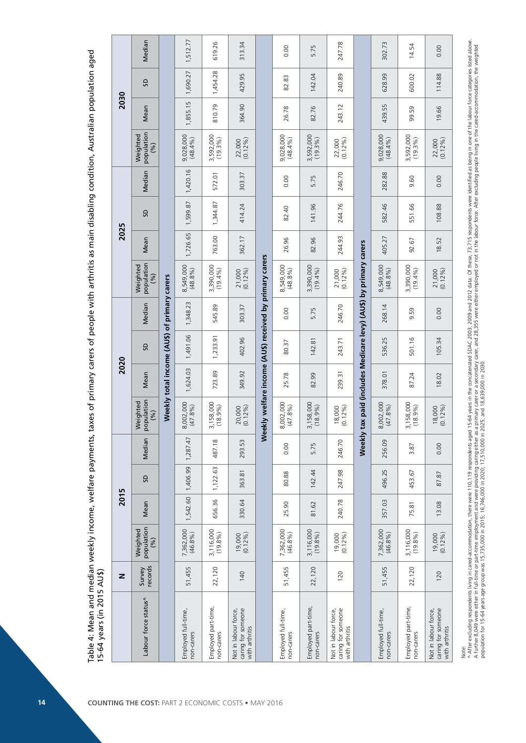Table 4: Mean and median weekly income, welfare payments, taxes of primary carers of people with arthritis as main disabling condition, Australian population aged 15-64 years (in 2015 AU$)

| Labour force status^ | N | 2015 | | | | 2020 | | | | 2025 | | | | 2030 | | | |
|---|---|---|---|---|---|---|---|---|---|---|---|---|---|---|---|---|---|
| | Survey records | Weighted population (%) | Mean | SD | Median | Weighted population (%) | Mean | SD | Median | Weighted population (%) | Mean | SD | Median | Weighted population (%) | Mean | SD | Median |
| **Weekly total income (AU$) of primary carers** | | | | | | | | | | | | | | | | | |
| Employed full-time, non-carers | 51,455 | 7,362,000 (46.8%) | 1,542.60 | 1,406.99 | 1,287.47 | 8,002,000 (47.8%) | 1,624.03 | 1,491.06 | 1,348.23 | 8,549,000 (48.8%) | 1,726.65 | 1,599.87 | 1,420.16 | 9,028,000 (48.4%) | 1,855.15 | 1,690.27 | 1,512.77 |
| Employed part-time, non-carers | 22,120 | 3,116,000 (19.8%) | 656.36 | 1,122.63 | 487.18 | 3,158,000 (18.9%) | 723.89 | 1,233.91 | 545.89 | 3,390,000 (19.4%) | 763.00 | 1,344.87 | 572.01 | 3,592,000 (19.3%) | 810.79 | 1,454.28 | 619.26 |
| Not in labour force, caring for someone with arthritis | 140 | 19,000 (0.12%) | 330.64 | 363.81 | 293.53 | 20,000 (0.12%) | 349.92 | 402.96 | 303.37 | 21,000 (0.12%) | 362.17 | 414.24 | 303.37 | 22,000 (0.12%) | 364.90 | 429.95 | 313.34 |
| **Weekly welfare income (AU$) received by primary carers** | | | | | | | | | | | | | | | | | |
| Employed full-time, non-carers | 51,455 | 7,362,000 (46.8%) | 25.90 | 80.88 | 0.00 | 8,002,000 (47.8%) | 25.78 | 80.37 | 0.00 | 8,549,000 (48.8%) | 26.96 | 82.40 | 0.00 | 9,028,000 (48.4%) | 26.78 | 82.83 | 0.00 |
| Employed part-time, non-carers | 22,120 | 3,116,000 (19.8%) | 81.62 | 142.44 | 5.75 | 3,158,000 (18.9%) | 82.99 | 142.81 | 5.75 | 3,390,000 (19.4%) | 82.96 | 141.96 | 5.75 | 3,592,000 (19.3%) | 82.76 | 142.04 | 5.75 |
| Not in labour force, caring for someone with arthritis | 120 | 19,000 (0.12%) | 240.78 | 247.98 | 246.70 | 18,000 (0.12%) | 239.31 | 243.71 | 246.70 | 21,000 (0.12%) | 244.93 | 244.76 | 246.70 | 22,000 (0.12%) | 243.12 | 240.89 | 247.78 |
| **Weekly tax paid (includes Medicare levy) (AU$) by primary carers** | | | | | | | | | | | | | | | | | |
| Employed full-time, non-carers | 51,455 | 7,362,000 (46.8%) | 357.03 | 496.25 | 256.09 | 8,002,000 (47.8%) | 378.01 | 536.25 | 268.14 | 8,549,000 (48.8%) | 405.27 | 582.46 | 282.88 | 9,028,000 (48.4%) | 439.55 | 628.99 | 302.73 |
| Employed part-time, non-carers | 22,120 | 3,116,000 (19.8%) | 75.81 | 453.67 | 3.87 | 3,158,000 (18.9%) | 87.24 | 501.16 | 9.59 | 3,390,000 (19.4%) | 92.67 | 551.66 | 9.60 | 3,592,000 (19.3%) | 99.59 | 600.02 | 14.54 |
| Not in labour force, caring for someone with arthritis | 120 | 19,000 (0.12%) | 13.08 | 87.87 | 0.00 | 18,000 (0.12%) | 18.02 | 105.34 | 0.00 | 21,000 (0.12%) | 18.52 | 108.88 | 0.00 | 22,000 (0.12%) | 19.66 | 114.88 | 0.00 |

Note:
^ After excluding respondents living in cared-accommodation, there were 110,119 respondents aged 15-64 years in the concatenated SDAC 2003, 2009 and 2012 data. Of these, 73,715 respondents were identified as being in one of the labour force categories listed above. A further 8,049 were either in full-time or part-time employment and were providing caring either as a primary carer or a secondary carer, and 28,355 were either employed or not in the labour force. After excluding people living in the cared-accommodation, the weighted population for 15-64 years age group was 15,735,000 in 2015; 16,746,000 in 2020; 17,510,000 in 2025; and 18,639,000 in 2030.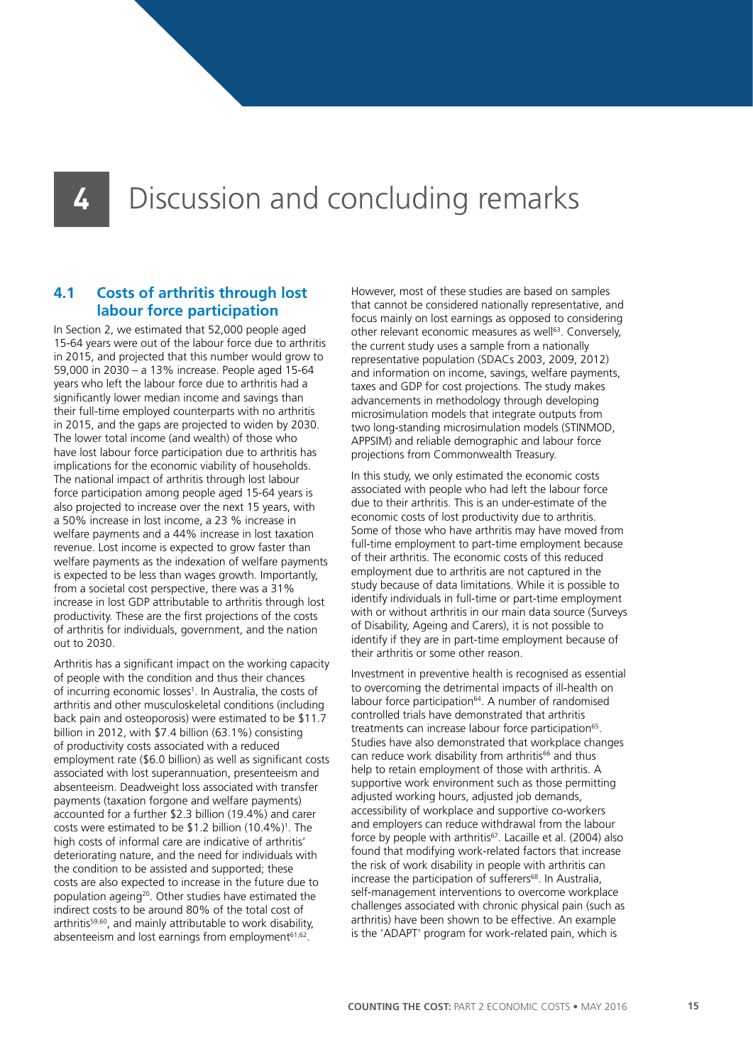# 4 Discussion and concluding remarks

## 4.1 Costs of arthritis through lost labour force participation

In Section 2, we estimated that 52,000 people aged 15-64 years were out of the labour force due to arthritis in 2015, and projected that this number would grow to 59,000 in 2030 – a 13% increase. People aged 15-64 years who left the labour force due to arthritis had a significantly lower median income and savings than their full-time employed counterparts with no arthritis in 2015, and the gaps are projected to widen by 2030. The lower total income (and wealth) of those who have lost labour force participation due to arthritis has implications for the economic viability of households. The national impact of arthritis through lost labour force participation among people aged 15-64 years is also projected to increase over the next 15 years, with a 50% increase in lost income, a 23 % increase in welfare payments and a 44% increase in lost taxation revenue. Lost income is expected to grow faster than welfare payments as the indexation of welfare payments is expected to be less than wages growth. Importantly, from a societal cost perspective, there was a 31% increase in lost GDP attributable to arthritis through lost productivity. These are the first projections of the costs of arthritis for individuals, government, and the nation out to 2030.

Arthritis has a significant impact on the working capacity of people with the condition and thus their chances of incurring economic losses[1]. In Australia, the costs of arthritis and other musculoskeletal conditions (including back pain and osteoporosis) were estimated to be $11.7 billion in 2012, with $7.4 billion (63.1%) consisting of productivity costs associated with a reduced employment rate ($6.0 billion) as well as significant costs associated with lost superannuation, presenteeism and absenteeism. Deadweight loss associated with transfer payments (taxation forgone and welfare payments) accounted for a further $2.3 billion (19.4%) and carer costs were estimated to be $1.2 billion (10.4%)[1]. The high costs of informal care are indicative of arthritis' deteriorating nature, and the need for individuals with the condition to be assisted and supported; these costs are also expected to increase in the future due to population ageing[20]. Other studies have estimated the indirect costs to be around 80% of the total cost of arthritis[59,60], and mainly attributable to work disability, absenteeism and lost earnings from employment[61,62].

However, most of these studies are based on samples that cannot be considered nationally representative, and focus mainly on lost earnings as opposed to considering other relevant economic measures as well[63]. Conversely, the current study uses a sample from a nationally representative population (SDACs 2003, 2009, 2012) and information on income, savings, welfare payments, taxes and GDP for cost projections. The study makes advancements in methodology through developing microsimulation models that integrate outputs from two long-standing microsimulation models (STINMOD, APPSIM) and reliable demographic and labour force projections from Commonwealth Treasury.

In this study, we only estimated the economic costs associated with people who had left the labour force due to their arthritis. This is an under-estimate of the economic costs of lost productivity due to arthritis. Some of those who have arthritis may have moved from full-time employment to part-time employment because of their arthritis. The economic costs of this reduced employment due to arthritis are not captured in the study because of data limitations. While it is possible to identify individuals in full-time or part-time employment with or without arthritis in our main data source (Surveys of Disability, Ageing and Carers), it is not possible to identify if they are in part-time employment because of their arthritis or some other reason.

Investment in preventive health is recognised as essential to overcoming the detrimental impacts of ill-health on labour force participation[64]. A number of randomised controlled trials have demonstrated that arthritis treatments can increase labour force participation[65]. Studies have also demonstrated that workplace changes can reduce work disability from arthritis[66] and thus help to retain employment of those with arthritis. A supportive work environment such as those permitting adjusted working hours, adjusted job demands, accessibility of workplace and supportive co-workers and employers can reduce withdrawal from the labour force by people with arthritis[67]. Lacaille et al. (2004) also found that modifying work-related factors that increase the risk of work disability in people with arthritis can increase the participation of sufferers[68]. In Australia, self-management interventions to overcome workplace challenges associated with chronic physical pain (such as arthritis) have been shown to be effective. An example is the 'ADAPT' program for work-related pain, which is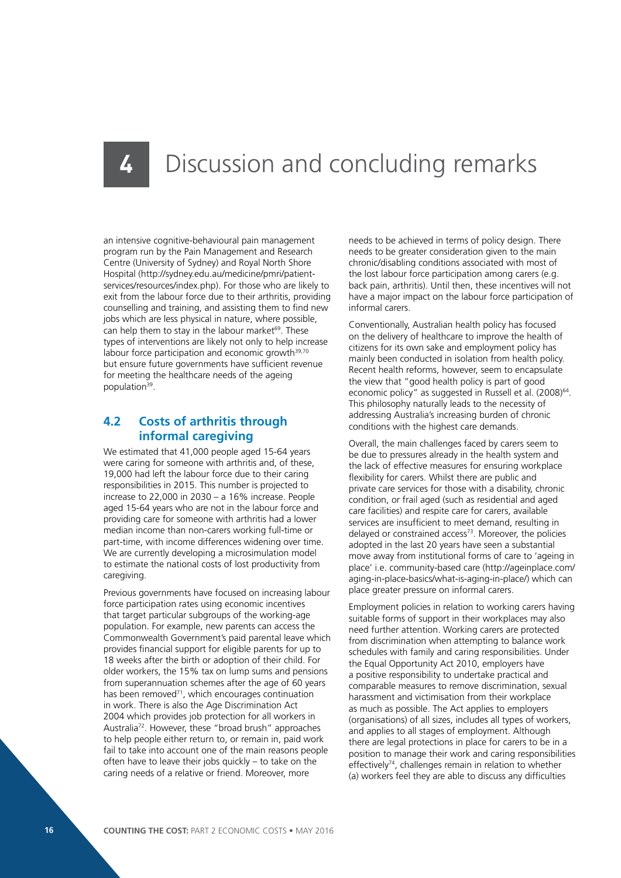# 4 Discussion and concluding remarks

an intensive cognitive-behavioural pain management program run by the Pain Management and Research Centre (University of Sydney) and Royal North Shore Hospital (http://sydney.edu.au/medicine/pmri/patient-services/resources/index.php). For those who are likely to exit from the labour force due to their arthritis, providing counselling and training, and assisting them to find new jobs which are less physical in nature, where possible, can help them to stay in the labour market[69]. These types of interventions are likely not only to help increase labour force participation and economic growth[39,70] but ensure future governments have sufficient revenue for meeting the healthcare needs of the ageing population[39].

## 4.2 Costs of arthritis through informal caregiving

We estimated that 41,000 people aged 15-64 years were caring for someone with arthritis and, of these, 19,000 had left the labour force due to their caring responsibilities in 2015. This number is projected to increase to 22,000 in 2030 – a 16% increase. People aged 15-64 years who are not in the labour force and providing care for someone with arthritis had a lower median income than non-carers working full-time or part-time, with income differences widening over time. We are currently developing a microsimulation model to estimate the national costs of lost productivity from caregiving.

Previous governments have focused on increasing labour force participation rates using economic incentives that target particular subgroups of the working-age population. For example, new parents can access the Commonwealth Government's paid parental leave which provides financial support for eligible parents for up to 18 weeks after the birth or adoption of their child. For older workers, the 15% tax on lump sums and pensions from superannuation schemes after the age of 60 years has been removed[71], which encourages continuation in work. There is also the Age Discrimination Act 2004 which provides job protection for all workers in Australia[72]. However, these "broad brush" approaches to help people either return to, or remain in, paid work fail to take into account one of the main reasons people often have to leave their jobs quickly – to take on the caring needs of a relative or friend. Moreover, more needs to be achieved in terms of policy design. There needs to be greater consideration given to the main chronic/disabling conditions associated with most of the lost labour force participation among carers (e.g. back pain, arthritis). Until then, these incentives will not have a major impact on the labour force participation of informal carers.

Conventionally, Australian health policy has focused on the delivery of healthcare to improve the health of citizens for its own sake and employment policy has mainly been conducted in isolation from health policy. Recent health reforms, however, seem to encapsulate the view that "good health policy is part of good economic policy" as suggested in Russell et al. (2008)[64]. This philosophy naturally leads to the necessity of addressing Australia's increasing burden of chronic conditions with the highest care demands.

Overall, the main challenges faced by carers seem to be due to pressures already in the health system and the lack of effective measures for ensuring workplace flexibility for carers. Whilst there are public and private care services for those with a disability, chronic condition, or frail aged (such as residential and aged care facilities) and respite care for carers, available services are insufficient to meet demand, resulting in delayed or constrained access[73]. Moreover, the policies adopted in the last 20 years have seen a substantial move away from institutional forms of care to 'ageing in place' i.e. community-based care (http://ageinplace.com/aging-in-place-basics/what-is-aging-in-place/) which can place greater pressure on informal carers.

Employment policies in relation to working carers having suitable forms of support in their workplaces may also need further attention. Working carers are protected from discrimination when attempting to balance work schedules with family and caring responsibilities. Under the Equal Opportunity Act 2010, employers have a positive responsibility to undertake practical and comparable measures to remove discrimination, sexual harassment and victimisation from their workplace as much as possible. The Act applies to employers (organisations) of all sizes, includes all types of workers, and applies to all stages of employment. Although there are legal protections in place for carers to be in a position to manage their work and caring responsibilities effectively[74], challenges remain in relation to whether (a) workers feel they are able to discuss any difficulties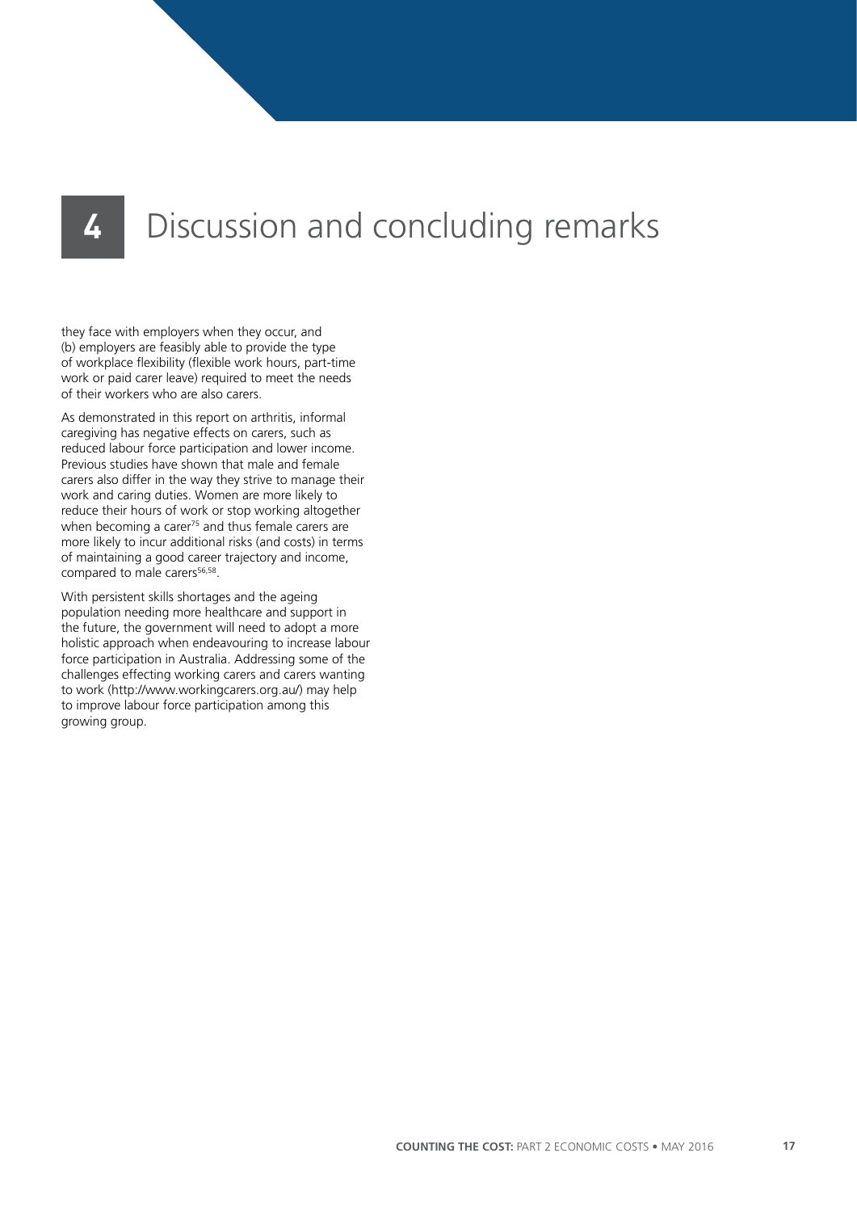# 4 Discussion and concluding remarks

they face with employers when they occur, and (b) employers are feasibly able to provide the type of workplace flexibility (flexible work hours, part-time work or paid carer leave) required to meet the needs of their workers who are also carers.

As demonstrated in this report on arthritis, informal caregiving has negative effects on carers, such as reduced labour force participation and lower income. Previous studies have shown that male and female carers also differ in the way they strive to manage their work and caring duties. Women are more likely to reduce their hours of work or stop working altogether when becoming a carer[75] and thus female carers are more likely to incur additional risks (and costs) in terms of maintaining a good career trajectory and income, compared to male carers[56,58].

With persistent skills shortages and the ageing population needing more healthcare and support in the future, the government will need to adopt a more holistic approach when endeavouring to increase labour force participation in Australia. Addressing some of the challenges effecting working carers and carers wanting to work (http://www.workingcarers.org.au/) may help to improve labour force participation among this growing group.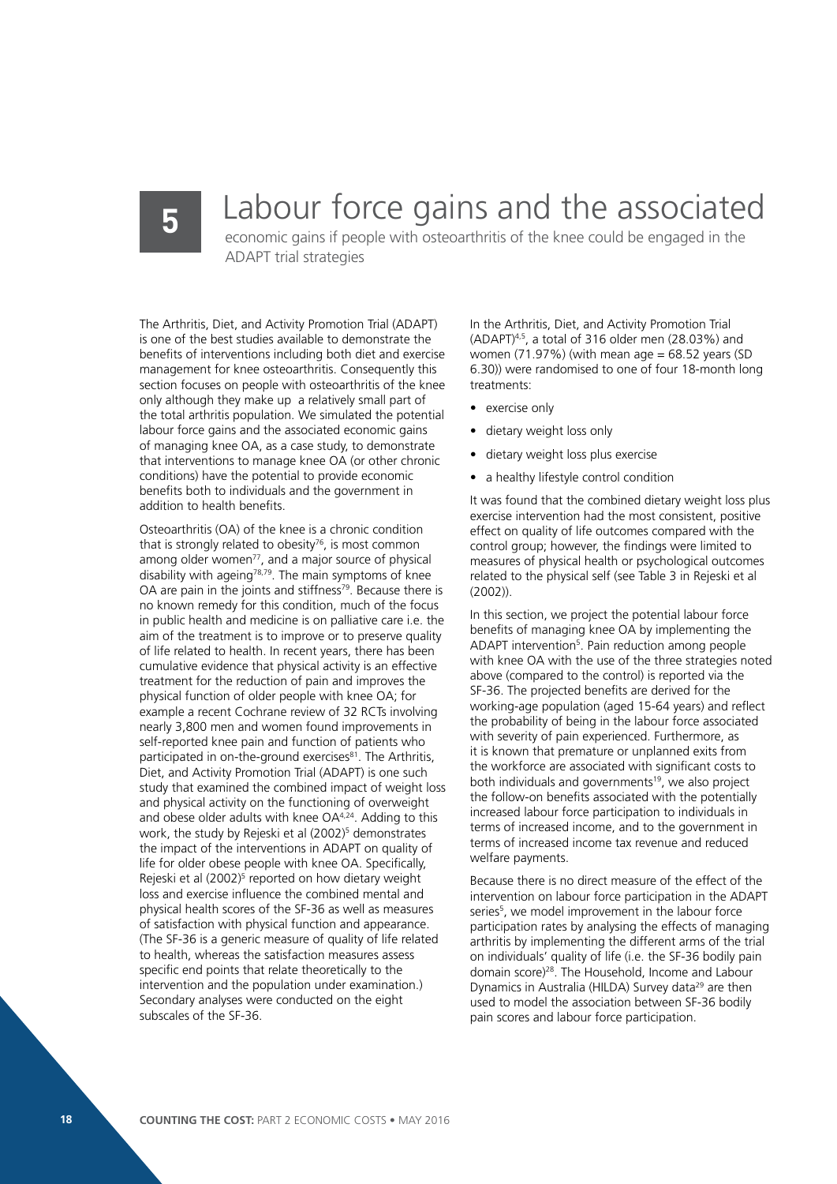# 5 Labour force gains and the associated economic gains if people with osteoarthritis of the knee could be engaged in the ADAPT trial strategies

The Arthritis, Diet, and Activity Promotion Trial (ADAPT) is one of the best studies available to demonstrate the benefits of interventions including both diet and exercise management for knee osteoarthritis. Consequently this section focuses on people with osteoarthritis of the knee only although they make up a relatively small part of the total arthritis population. We simulated the potential labour force gains and the associated economic gains of managing knee OA, as a case study, to demonstrate that interventions to manage knee OA (or other chronic conditions) have the potential to provide economic benefits both to individuals and the government in addition to health benefits.

Osteoarthritis (OA) of the knee is a chronic condition that is strongly related to obesity[76], is most common among older women[77], and a major source of physical disability with ageing[78,79]. The main symptoms of knee OA are pain in the joints and stiffness[79]. Because there is no known remedy for this condition, much of the focus in public health and medicine is on palliative care i.e. the aim of the treatment is to improve or to preserve quality of life related to health. In recent years, there has been cumulative evidence that physical activity is an effective treatment for the reduction of pain and improves the physical function of older people with knee OA; for example a recent Cochrane review of 32 RCTs involving nearly 3,800 men and women found improvements in self-reported knee pain and function of patients who participated in on-the-ground exercises[81]. The Arthritis, Diet, and Activity Promotion Trial (ADAPT) is one such study that examined the combined impact of weight loss and physical activity on the functioning of overweight and obese older adults with knee OA[4,24]. Adding to this work, the study by Rejeski et al (2002)[5] demonstrates the impact of the interventions in ADAPT on quality of life for older obese people with knee OA. Specifically, Rejeski et al (2002)[5] reported on how dietary weight loss and exercise influence the combined mental and physical health scores of the SF-36 as well as measures of satisfaction with physical function and appearance. (The SF-36 is a generic measure of quality of life related to health, whereas the satisfaction measures assess specific end points that relate theoretically to the intervention and the population under examination.) Secondary analyses were conducted on the eight subscales of the SF-36.

In the Arthritis, Diet, and Activity Promotion Trial (ADAPT)[4,5], a total of 316 older men (28.03%) and women (71.97%) (with mean age = 68.52 years (SD 6.30)) were randomised to one of four 18-month long treatments:

- exercise only
- dietary weight loss only
- dietary weight loss plus exercise
- a healthy lifestyle control condition

It was found that the combined dietary weight loss plus exercise intervention had the most consistent, positive effect on quality of life outcomes compared with the control group; however, the findings were limited to measures of physical health or psychological outcomes related to the physical self (see Table 3 in Rejeski et al (2002)).

In this section, we project the potential labour force benefits of managing knee OA by implementing the ADAPT intervention[5]. Pain reduction among people with knee OA with the use of the three strategies noted above (compared to the control) is reported via the SF-36. The projected benefits are derived for the working-age population (aged 15-64 years) and reflect the probability of being in the labour force associated with severity of pain experienced. Furthermore, as it is known that premature or unplanned exits from the workforce are associated with significant costs to both individuals and governments[19], we also project the follow-on benefits associated with the potentially increased labour force participation to individuals in terms of increased income, and to the government in terms of increased income tax revenue and reduced welfare payments.

Because there is no direct measure of the effect of the intervention on labour force participation in the ADAPT series[5], we model improvement in the labour force participation rates by analysing the effects of managing arthritis by implementing the different arms of the trial on individuals' quality of life (i.e. the SF-36 bodily pain domain score)[28]. The Household, Income and Labour Dynamics in Australia (HILDA) Survey data[29] are then used to model the association between SF-36 bodily pain scores and labour force participation.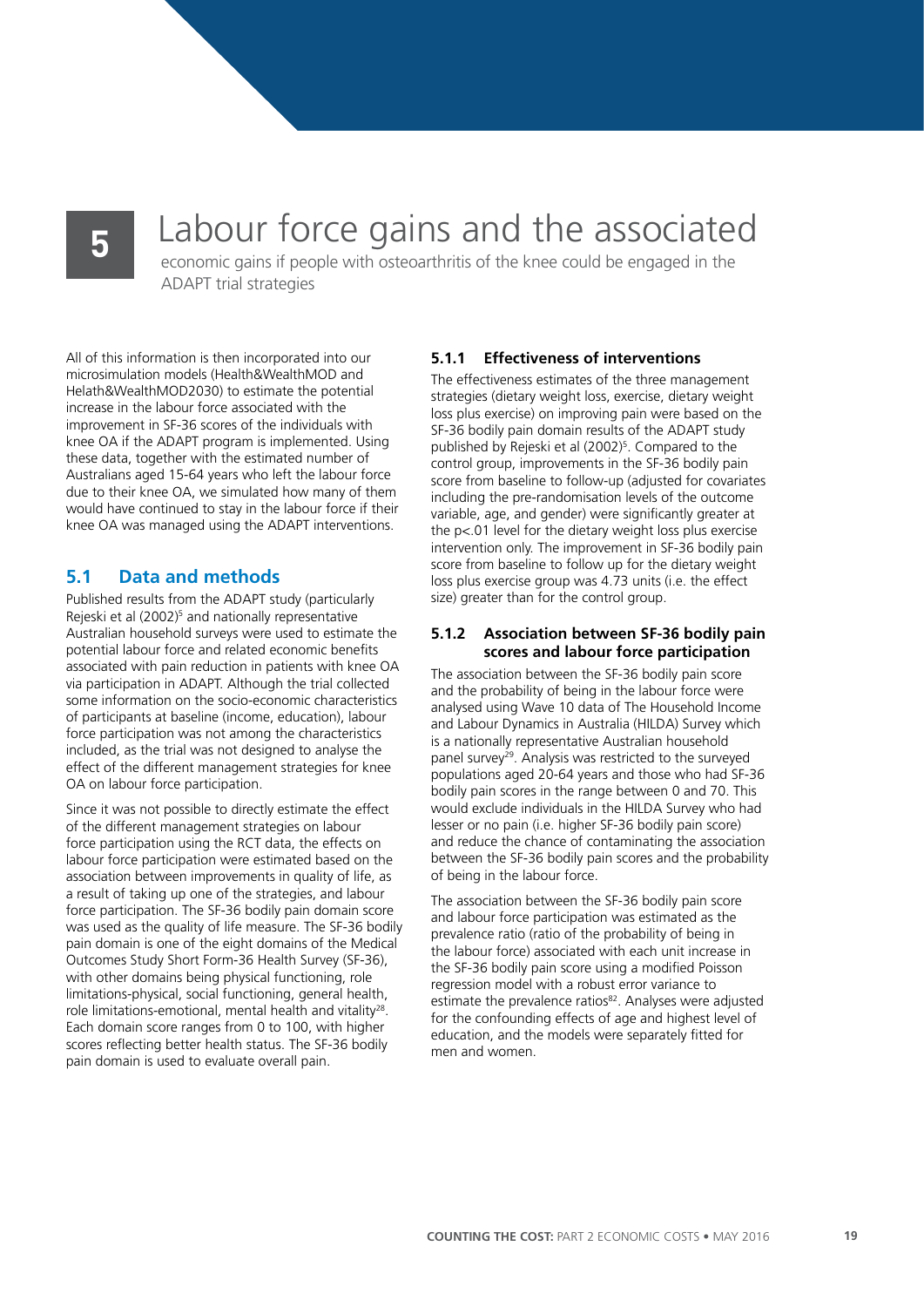# 5 Labour force gains and the associated economic gains if people with osteoarthritis of the knee could be engaged in the ADAPT trial strategies

All of this information is then incorporated into our microsimulation models (Health&WealthMOD and Helath&WealthMOD2030) to estimate the potential increase in the labour force associated with the improvement in SF-36 scores of the individuals with knee OA if the ADAPT program is implemented. Using these data, together with the estimated number of Australians aged 15-64 years who left the labour force due to their knee OA, we simulated how many of them would have continued to stay in the labour force if their knee OA was managed using the ADAPT interventions.

## 5.1 Data and methods

Published results from the ADAPT study (particularly Rejeski et al (2002)[5] and nationally representative Australian household surveys were used to estimate the potential labour force and related economic benefits associated with pain reduction in patients with knee OA via participation in ADAPT. Although the trial collected some information on the socio-economic characteristics of participants at baseline (income, education), labour force participation was not among the characteristics included, as the trial was not designed to analyse the effect of the different management strategies for knee OA on labour force participation.

Since it was not possible to directly estimate the effect of the different management strategies on labour force participation using the RCT data, the effects on labour force participation were estimated based on the association between improvements in quality of life, as a result of taking up one of the strategies, and labour force participation. The SF-36 bodily pain domain score was used as the quality of life measure. The SF-36 bodily pain domain is one of the eight domains of the Medical Outcomes Study Short Form-36 Health Survey (SF-36), with other domains being physical functioning, role limitations-physical, social functioning, general health, role limitations-emotional, mental health and vitality[28]. Each domain score ranges from 0 to 100, with higher scores reflecting better health status. The SF-36 bodily pain domain is used to evaluate overall pain.

### 5.1.1 Effectiveness of interventions

The effectiveness estimates of the three management strategies (dietary weight loss, exercise, dietary weight loss plus exercise) on improving pain were based on the SF-36 bodily pain domain results of the ADAPT study published by Rejeski et al (2002)[5]. Compared to the control group, improvements in the SF-36 bodily pain score from baseline to follow-up (adjusted for covariates including the pre-randomisation levels of the outcome variable, age, and gender) were significantly greater at the $p<.01$ level for the dietary weight loss plus exercise intervention only. The improvement in SF-36 bodily pain score from baseline to follow up for the dietary weight loss plus exercise group was 4.73 units (i.e. the effect size) greater than for the control group.

### 5.1.2 Association between SF-36 bodily pain scores and labour force participation

The association between the SF-36 bodily pain score and the probability of being in the labour force were analysed using Wave 10 data of The Household Income and Labour Dynamics in Australia (HILDA) Survey which is a nationally representative Australian household panel survey[29]. Analysis was restricted to the surveyed populations aged 20-64 years and those who had SF-36 bodily pain scores in the range between 0 and 70. This would exclude individuals in the HILDA Survey who had lesser or no pain (i.e. higher SF-36 bodily pain score) and reduce the chance of contaminating the association between the SF-36 bodily pain scores and the probability of being in the labour force.

The association between the SF-36 bodily pain score and labour force participation was estimated as the prevalence ratio (ratio of the probability of being in the labour force) associated with each unit increase in the SF-36 bodily pain score using a modified Poisson regression model with a robust error variance to estimate the prevalence ratios[82]. Analyses were adjusted for the confounding effects of age and highest level of education, and the models were separately fitted for men and women.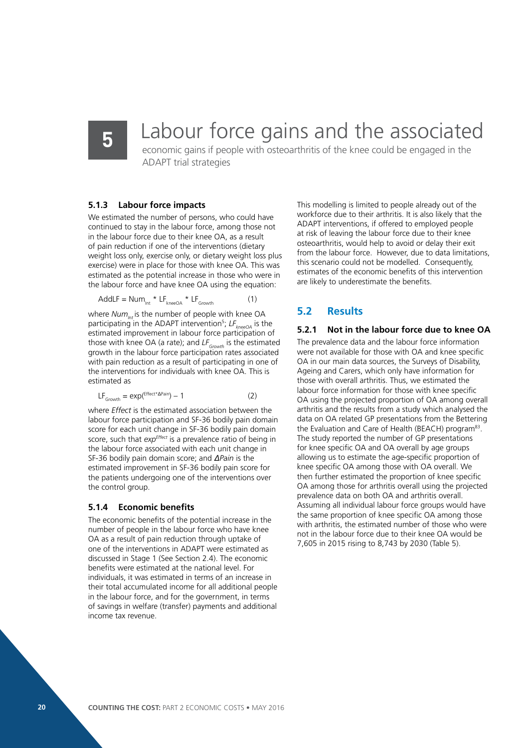# 5 Labour force gains and the associated economic gains if people with osteoarthritis of the knee could be engaged in the ADAPT trial strategies

### 5.1.3 Labour force impacts

We estimated the number of persons, who could have continued to stay in the labour force, among those not in the labour force due to their knee OA, as a result of pain reduction if one of the interventions (dietary weight loss only, exercise only, or dietary weight loss plus exercise) were in place for those with knee OA. This was estimated as the potential increase in those who were in the labour force and have knee OA using the equation:

$$\text{AddLF} = \text{Num}_{\text{Int}} * \text{LF}_{\text{kneeOA}} * \text{LF}_{\text{Growth}} \qquad (1)$$

where $Num_{Int}$ is the number of people with knee OA participating in the ADAPT intervention[5]; $LF_{kneeOA}$ is the estimated improvement in labour force participation of those with knee OA (a rate); and $LF_{Growth}$ is the estimated growth in the labour force participation rates associated with pain reduction as a result of participating in one of the interventions for individuals with knee OA. This is estimated as

$$\text{LF}_{\text{Growth}} = \exp(^{\text{Effect}*\Delta\text{Pain}}) - 1 \qquad (2)$$

where *Effect* is the estimated association between the labour force participation and SF-36 bodily pain domain score for each unit change in SF-36 bodily pain domain score, such that $exp^{Effect}$ is a prevalence ratio of being in the labour force associated with each unit change in SF-36 bodily pain domain score; and *ΔPain* is the estimated improvement in SF-36 bodily pain score for the patients undergoing one of the interventions over the control group.

### 5.1.4 Economic benefits

The economic benefits of the potential increase in the number of people in the labour force who have knee OA as a result of pain reduction through uptake of one of the interventions in ADAPT were estimated as discussed in Stage 1 (See Section 2.4). The economic benefits were estimated at the national level. For individuals, it was estimated in terms of an increase in their total accumulated income for all additional people in the labour force, and for the government, in terms of savings in welfare (transfer) payments and additional income tax revenue.

This modelling is limited to people already out of the workforce due to their arthritis. It is also likely that the ADAPT interventions, if offered to employed people at risk of leaving the labour force due to their knee osteoarthritis, would help to avoid or delay their exit from the labour force. However, due to data limitations, this scenario could not be modelled. Consequently, estimates of the economic benefits of this intervention are likely to underestimate the benefits.

## 5.2 Results

### 5.2.1 Not in the labour force due to knee OA

The prevalence data and the labour force information were not available for those with OA and knee specific OA in our main data sources, the Surveys of Disability, Ageing and Carers, which only have information for those with overall arthritis. Thus, we estimated the labour force information for those with knee specific OA using the projected proportion of OA among overall arthritis and the results from a study which analysed the data on OA related GP presentations from the Bettering the Evaluation and Care of Health (BEACH) program[83]. The study reported the number of GP presentations for knee specific OA and OA overall by age groups allowing us to estimate the age-specific proportion of knee specific OA among those with OA overall. We then further estimated the proportion of knee specific OA among those for arthritis overall using the projected prevalence data on both OA and arthritis overall. Assuming all individual labour force groups would have the same proportion of knee specific OA among those with arthritis, the estimated number of those who were not in the labour force due to their knee OA would be 7,605 in 2015 rising to 8,743 by 2030 (Table 5).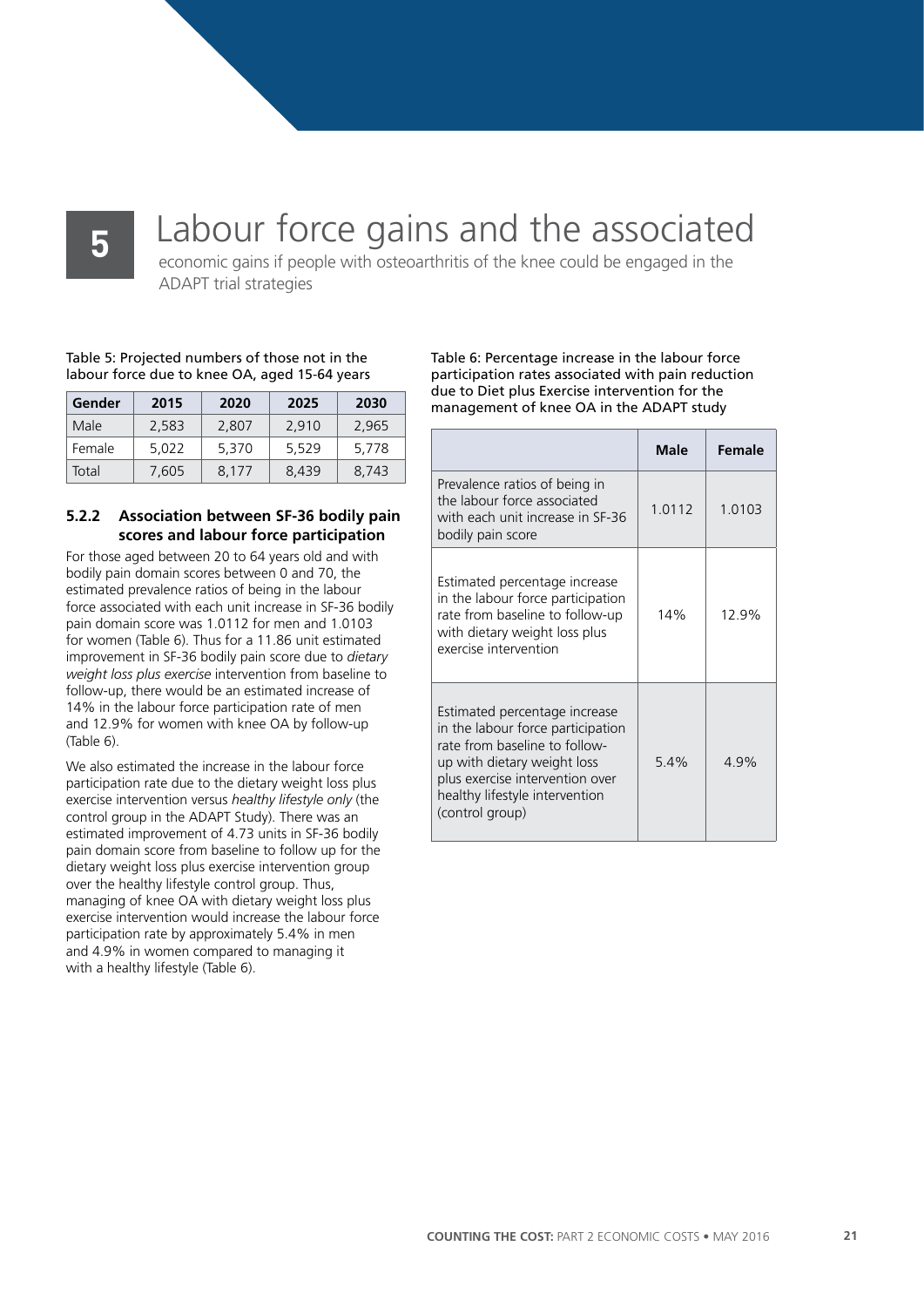# 5 Labour force gains and the associated

economic gains if people with osteoarthritis of the knee could be engaged in the ADAPT trial strategies

Table 5: Projected numbers of those not in the labour force due to knee OA, aged 15-64 years

| Gender | 2015 | 2020 | 2025 | 2030 |
|---|---|---|---|---|
| Male | 2,583 | 2,807 | 2,910 | 2,965 |
| Female | 5,022 | 5,370 | 5,529 | 5,778 |
| Total | 7,605 | 8,177 | 8,439 | 8,743 |

### 5.2.2 Association between SF-36 bodily pain scores and labour force participation

For those aged between 20 to 64 years old and with bodily pain domain scores between 0 and 70, the estimated prevalence ratios of being in the labour force associated with each unit increase in SF-36 bodily pain domain score was 1.0112 for men and 1.0103 for women (Table 6). Thus for a 11.86 unit estimated improvement in SF-36 bodily pain score due to *dietary weight loss plus exercise* intervention from baseline to follow-up, there would be an estimated increase of 14% in the labour force participation rate of men and 12.9% for women with knee OA by follow-up (Table 6).

We also estimated the increase in the labour force participation rate due to the dietary weight loss plus exercise intervention versus *healthy lifestyle only* (the control group in the ADAPT Study). There was an estimated improvement of 4.73 units in SF-36 bodily pain domain score from baseline to follow up for the dietary weight loss plus exercise intervention group over the healthy lifestyle control group. Thus, managing of knee OA with dietary weight loss plus exercise intervention would increase the labour force participation rate by approximately 5.4% in men and 4.9% in women compared to managing it with a healthy lifestyle (Table 6).

Table 6: Percentage increase in the labour force participation rates associated with pain reduction due to Diet plus Exercise intervention for the management of knee OA in the ADAPT study

| | Male | Female |
|---|---|---|
| Prevalence ratios of being in the labour force associated with each unit increase in SF-36 bodily pain score | 1.0112 | 1.0103 |
| Estimated percentage increase in the labour force participation rate from baseline to follow-up with dietary weight loss plus exercise intervention | 14% | 12.9% |
| Estimated percentage increase in the labour force participation rate from baseline to follow-up with dietary weight loss plus exercise intervention over healthy lifestyle intervention (control group) | 5.4% | 4.9% |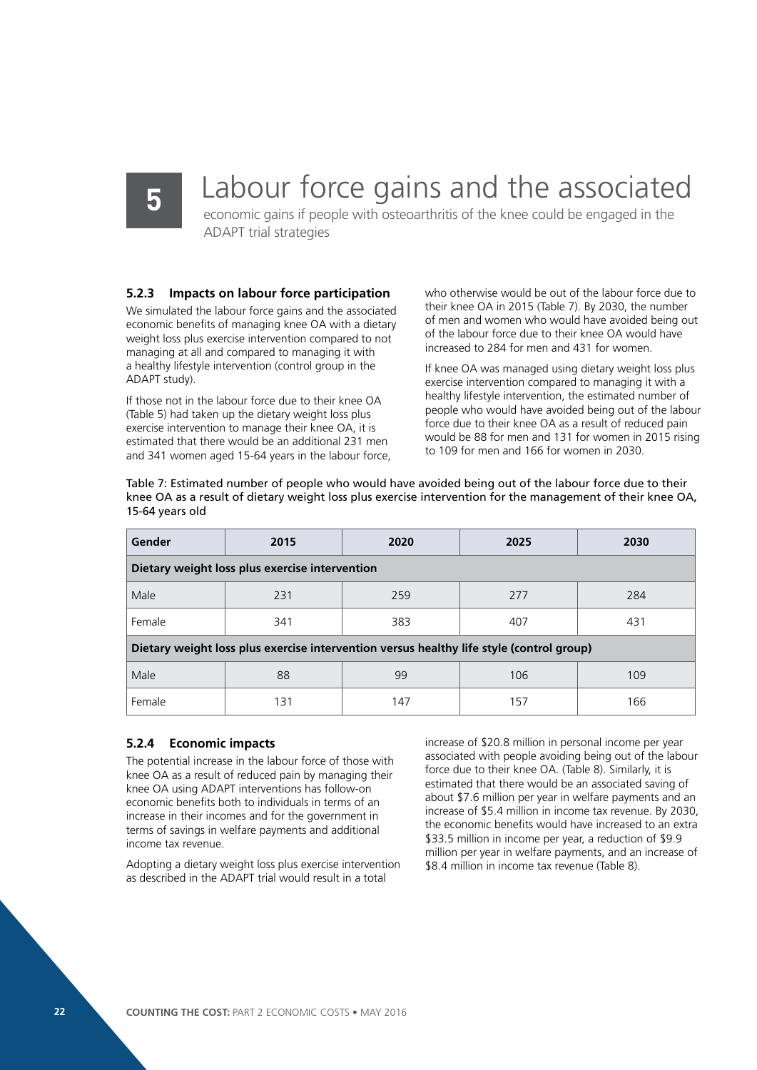# 5 Labour force gains and the associated economic gains if people with osteoarthritis of the knee could be engaged in the ADAPT trial strategies

### 5.2.3 Impacts on labour force participation

We simulated the labour force gains and the associated economic benefits of managing knee OA with a dietary weight loss plus exercise intervention compared to not managing at all and compared to managing it with a healthy lifestyle intervention (control group in the ADAPT study).

If those not in the labour force due to their knee OA (Table 5) had taken up the dietary weight loss plus exercise intervention to manage their knee OA, it is estimated that there would be an additional 231 men and 341 women aged 15-64 years in the labour force, who otherwise would be out of the labour force due to their knee OA in 2015 (Table 7). By 2030, the number of men and women who would have avoided being out of the labour force due to their knee OA would have increased to 284 for men and 431 for women.

If knee OA was managed using dietary weight loss plus exercise intervention compared to managing it with a healthy lifestyle intervention, the estimated number of people who would have avoided being out of the labour force due to their knee OA as a result of reduced pain would be 88 for men and 131 for women in 2015 rising to 109 for men and 166 for women in 2030.

Table 7: Estimated number of people who would have avoided being out of the labour force due to their knee OA as a result of dietary weight loss plus exercise intervention for the management of their knee OA, 15-64 years old

| Gender | 2015 | 2020 | 2025 | 2030 |
|---|---|---|---|---|
| **Dietary weight loss plus exercise intervention** | | | | |
| Male | 231 | 259 | 277 | 284 |
| Female | 341 | 383 | 407 | 431 |
| **Dietary weight loss plus exercise intervention versus healthy life style (control group)** | | | | |
| Male | 88 | 99 | 106 | 109 |
| Female | 131 | 147 | 157 | 166 |

### 5.2.4 Economic impacts

The potential increase in the labour force of those with knee OA as a result of reduced pain by managing their knee OA using ADAPT interventions has follow-on economic benefits both to individuals in terms of an increase in their incomes and for the government in terms of savings in welfare payments and additional income tax revenue.

Adopting a dietary weight loss plus exercise intervention as described in the ADAPT trial would result in a total increase of $20.8 million in personal income per year associated with people avoiding being out of the labour force due to their knee OA. (Table 8). Similarly, it is estimated that there would be an associated saving of about $7.6 million per year in welfare payments and an increase of $5.4 million in income tax revenue. By 2030, the economic benefits would have increased to an extra $33.5 million in income per year, a reduction of $9.9 million per year in welfare payments, and an increase of $8.4 million in income tax revenue (Table 8).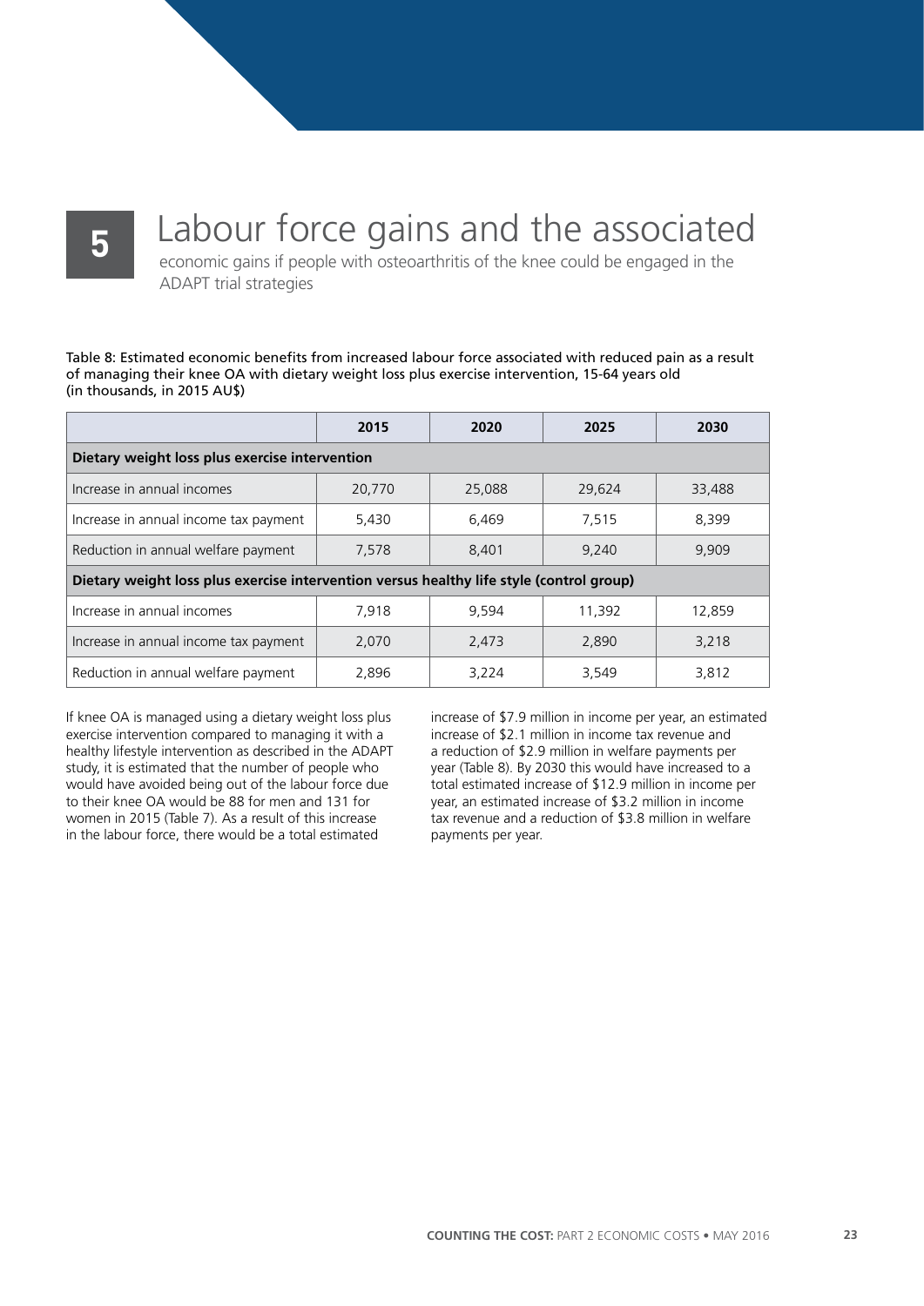# 5 Labour force gains and the associated

economic gains if people with osteoarthritis of the knee could be engaged in the ADAPT trial strategies

Table 8: Estimated economic benefits from increased labour force associated with reduced pain as a result of managing their knee OA with dietary weight loss plus exercise intervention, 15-64 years old (in thousands, in 2015 AU$)

| | 2015 | 2020 | 2025 | 2030 |
|---|---|---|---|---|
| **Dietary weight loss plus exercise intervention** | | | | |
| Increase in annual incomes | 20,770 | 25,088 | 29,624 | 33,488 |
| Increase in annual income tax payment | 5,430 | 6,469 | 7,515 | 8,399 |
| Reduction in annual welfare payment | 7,578 | 8,401 | 9,240 | 9,909 |
| **Dietary weight loss plus exercise intervention versus healthy life style (control group)** | | | | |
| Increase in annual incomes | 7,918 | 9,594 | 11,392 | 12,859 |
| Increase in annual income tax payment | 2,070 | 2,473 | 2,890 | 3,218 |
| Reduction in annual welfare payment | 2,896 | 3,224 | 3,549 | 3,812 |

If knee OA is managed using a dietary weight loss plus exercise intervention compared to managing it with a healthy lifestyle intervention as described in the ADAPT study, it is estimated that the number of people who would have avoided being out of the labour force due to their knee OA would be 88 for men and 131 for women in 2015 (Table 7). As a result of this increase in the labour force, there would be a total estimated increase of $7.9 million in income per year, an estimated increase of $2.1 million in income tax revenue and a reduction of $2.9 million in welfare payments per year (Table 8). By 2030 this would have increased to a total estimated increase of $12.9 million in income per year, an estimated increase of $3.2 million in income tax revenue and a reduction of $3.8 million in welfare payments per year.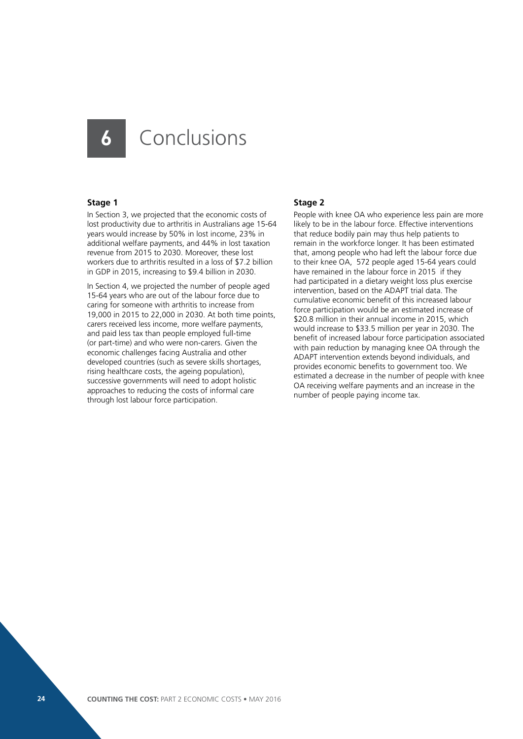# 6 Conclusions

### Stage 1

In Section 3, we projected that the economic costs of lost productivity due to arthritis in Australians age 15-64 years would increase by 50% in lost income, 23% in additional welfare payments, and 44% in lost taxation revenue from 2015 to 2030. Moreover, these lost workers due to arthritis resulted in a loss of $7.2 billion in GDP in 2015, increasing to $9.4 billion in 2030.

In Section 4, we projected the number of people aged 15-64 years who are out of the labour force due to caring for someone with arthritis to increase from 19,000 in 2015 to 22,000 in 2030. At both time points, carers received less income, more welfare payments, and paid less tax than people employed full-time (or part-time) and who were non-carers. Given the economic challenges facing Australia and other developed countries (such as severe skills shortages, rising healthcare costs, the ageing population), successive governments will need to adopt holistic approaches to reducing the costs of informal care through lost labour force participation.

### Stage 2

People with knee OA who experience less pain are more likely to be in the labour force. Effective interventions that reduce bodily pain may thus help patients to remain in the workforce longer. It has been estimated that, among people who had left the labour force due to their knee OA, 572 people aged 15-64 years could have remained in the labour force in 2015 if they had participated in a dietary weight loss plus exercise intervention, based on the ADAPT trial data. The cumulative economic benefit of this increased labour force participation would be an estimated increase of $20.8 million in their annual income in 2015, which would increase to $33.5 million per year in 2030. The benefit of increased labour force participation associated with pain reduction by managing knee OA through the ADAPT intervention extends beyond individuals, and provides economic benefits to government too. We estimated a decrease in the number of people with knee OA receiving welfare payments and an increase in the number of people paying income tax.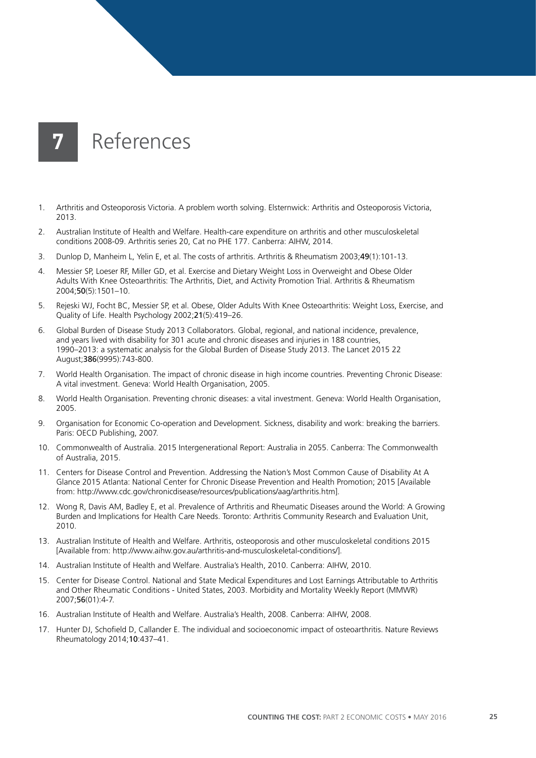# 7 References

1. Arthritis and Osteoporosis Victoria. A problem worth solving. Elsternwick: Arthritis and Osteoporosis Victoria, 2013.
2. Australian Institute of Health and Welfare. Health-care expenditure on arthritis and other musculoskeletal conditions 2008-09. Arthritis series 20, Cat no PHE 177. Canberra: AIHW, 2014.
3. Dunlop D, Manheim L, Yelin E, et al. The costs of arthritis. Arthritis & Rheumatism 2003;**49**(1):101-13.
4. Messier SP, Loeser RF, Miller GD, et al. Exercise and Dietary Weight Loss in Overweight and Obese Older Adults With Knee Osteoarthritis: The Arthritis, Diet, and Activity Promotion Trial. Arthritis & Rheumatism 2004;**50**(5):1501–10.
5. Rejeski WJ, Focht BC, Messier SP, et al. Obese, Older Adults With Knee Osteoarthritis: Weight Loss, Exercise, and Quality of Life. Health Psychology 2002;**21**(5):419–26.
6. Global Burden of Disease Study 2013 Collaborators. Global, regional, and national incidence, prevalence, and years lived with disability for 301 acute and chronic diseases and injuries in 188 countries, 1990–2013: a systematic analysis for the Global Burden of Disease Study 2013. The Lancet 2015 22 August;**386**(9995):743-800.
7. World Health Organisation. The impact of chronic disease in high income countries. Preventing Chronic Disease: A vital investment. Geneva: World Health Organisation, 2005.
8. World Health Organisation. Preventing chronic diseases: a vital investment. Geneva: World Health Organisation, 2005.
9. Organisation for Economic Co-operation and Development. Sickness, disability and work: breaking the barriers. Paris: OECD Publishing, 2007.
10. Commonwealth of Australia. 2015 Intergenerational Report: Australia in 2055. Canberra: The Commonwealth of Australia, 2015.
11. Centers for Disease Control and Prevention. Addressing the Nation's Most Common Cause of Disability At A Glance 2015 Atlanta: National Center for Chronic Disease Prevention and Health Promotion; 2015 [Available from: http://www.cdc.gov/chronicdisease/resources/publications/aag/arthritis.htm].
12. Wong R, Davis AM, Badley E, et al. Prevalence of Arthritis and Rheumatic Diseases around the World: A Growing Burden and Implications for Health Care Needs. Toronto: Arthritis Community Research and Evaluation Unit, 2010.
13. Australian Institute of Health and Welfare. Arthritis, osteoporosis and other musculoskeletal conditions 2015 [Available from: http://www.aihw.gov.au/arthritis-and-musculoskeletal-conditions/].
14. Australian Institute of Health and Welfare. Australia's Health, 2010. Canberra: AIHW, 2010.
15. Center for Disease Control. National and State Medical Expenditures and Lost Earnings Attributable to Arthritis and Other Rheumatic Conditions - United States, 2003. Morbidity and Mortality Weekly Report (MMWR) 2007;**56**(01):4-7.
16. Australian Institute of Health and Welfare. Australia's Health, 2008. Canberra: AIHW, 2008.
17. Hunter DJ, Schofield D, Callander E. The individual and socioeconomic impact of osteoarthritis. Nature Reviews Rheumatology 2014;**10**:437–41.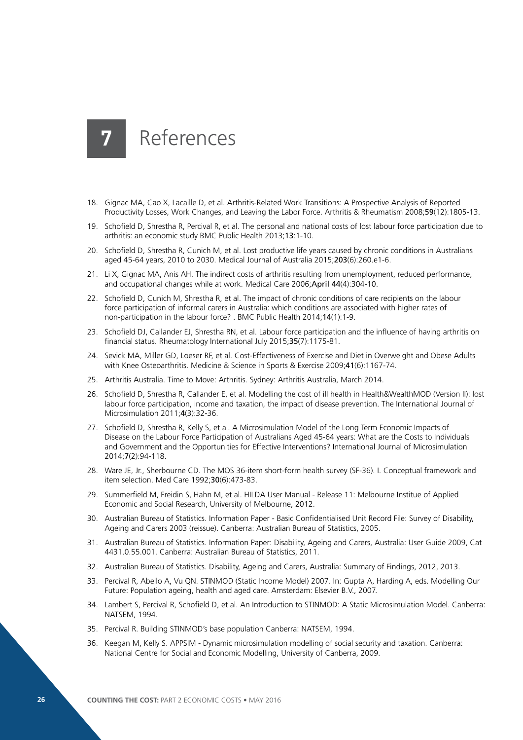# 7 References

18. Gignac MA, Cao X, Lacaille D, et al. Arthritis-Related Work Transitions: A Prospective Analysis of Reported Productivity Losses, Work Changes, and Leaving the Labor Force. Arthritis & Rheumatism 2008;**59**(12):1805-13.
19. Schofield D, Shrestha R, Percival R, et al. The personal and national costs of lost labour force participation due to arthritis: an economic study BMC Public Health 2013;**13**:1-10.
20. Schofield D, Shrestha R, Cunich M, et al. Lost productive life years caused by chronic conditions in Australians aged 45-64 years, 2010 to 2030. Medical Journal of Australia 2015;**203**(6):260.e1-6.
21. Li X, Gignac MA, Anis AH. The indirect costs of arthritis resulting from unemployment, reduced performance, and occupational changes while at work. Medical Care 2006;**April 44**(4):304-10.
22. Schofield D, Cunich M, Shrestha R, et al. The impact of chronic conditions of care recipients on the labour force participation of informal carers in Australia: which conditions are associated with higher rates of non-participation in the labour force? . BMC Public Health 2014;**14**(1):1-9.
23. Schofield DJ, Callander EJ, Shrestha RN, et al. Labour force participation and the influence of having arthritis on financial status. Rheumatology International July 2015;**35**(7):1175-81.
24. Sevick MA, Miller GD, Loeser RF, et al. Cost-Effectiveness of Exercise and Diet in Overweight and Obese Adults with Knee Osteoarthritis. Medicine & Science in Sports & Exercise 2009;**41**(6):1167-74.
25. Arthritis Australia. Time to Move: Arthritis. Sydney: Arthritis Australia, March 2014.
26. Schofield D, Shrestha R, Callander E, et al. Modelling the cost of ill health in Health&WealthMOD (Version II): lost labour force participation, income and taxation, the impact of disease prevention. The International Journal of Microsimulation 2011;**4**(3):32-36.
27. Schofield D, Shrestha R, Kelly S, et al. A Microsimulation Model of the Long Term Economic Impacts of Disease on the Labour Force Participation of Australians Aged 45-64 years: What are the Costs to Individuals and Government and the Opportunities for Effective Interventions? International Journal of Microsimulation 2014;**7**(2):94-118.
28. Ware JE, Jr., Sherbourne CD. The MOS 36-item short-form health survey (SF-36). I. Conceptual framework and item selection. Med Care 1992;**30**(6):473-83.
29. Summerfield M, Freidin S, Hahn M, et al. HILDA User Manual - Release 11: Melbourne Institue of Applied Economic and Social Research, University of Melbourne, 2012.
30. Australian Bureau of Statistics. Information Paper - Basic Confidentialised Unit Record File: Survey of Disability, Ageing and Carers 2003 (reissue). Canberra: Australian Bureau of Statistics, 2005.
31. Australian Bureau of Statistics. Information Paper: Disability, Ageing and Carers, Australia: User Guide 2009, Cat 4431.0.55.001. Canberra: Australian Bureau of Statistics, 2011.
32. Australian Bureau of Statistics. Disability, Ageing and Carers, Australia: Summary of Findings, 2012, 2013.
33. Percival R, Abello A, Vu QN. STINMOD (Static Income Model) 2007. In: Gupta A, Harding A, eds. Modelling Our Future: Population ageing, health and aged care. Amsterdam: Elsevier B.V., 2007.
34. Lambert S, Percival R, Schofield D, et al. An Introduction to STINMOD: A Static Microsimulation Model. Canberra: NATSEM, 1994.
35. Percival R. Building STINMOD's base population Canberra: NATSEM, 1994.
36. Keegan M, Kelly S. APPSIM - Dynamic microsimulation modelling of social security and taxation. Canberra: National Centre for Social and Economic Modelling, University of Canberra, 2009.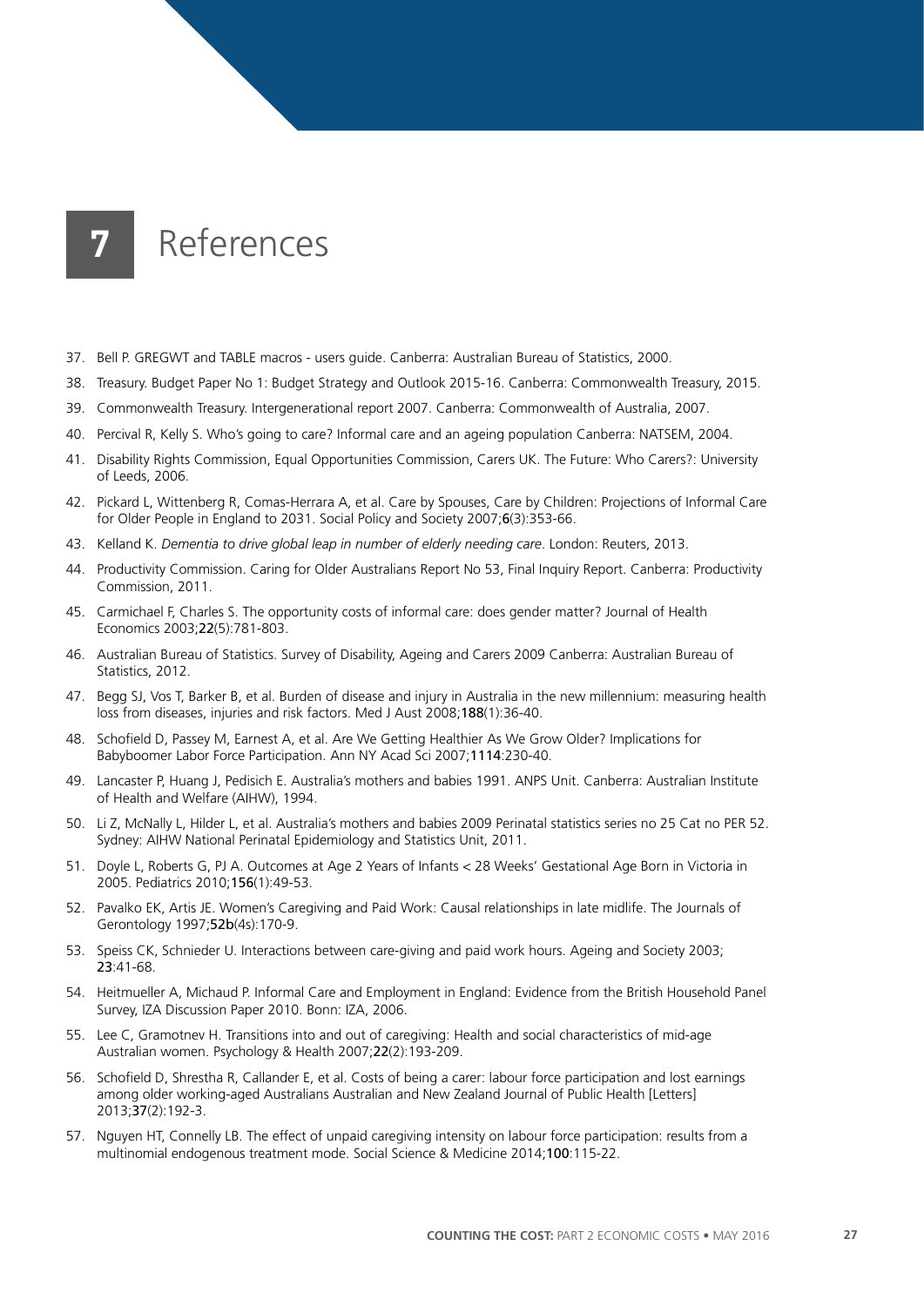# 7 References

37. Bell P. GREGWT and TABLE macros - users guide. Canberra: Australian Bureau of Statistics, 2000.
38. Treasury. Budget Paper No 1: Budget Strategy and Outlook 2015-16. Canberra: Commonwealth Treasury, 2015.
39. Commonwealth Treasury. Intergenerational report 2007. Canberra: Commonwealth of Australia, 2007.
40. Percival R, Kelly S. Who's going to care? Informal care and an ageing population Canberra: NATSEM, 2004.
41. Disability Rights Commission, Equal Opportunities Commission, Carers UK. The Future: Who Carers?: University of Leeds, 2006.
42. Pickard L, Wittenberg R, Comas-Herrara A, et al. Care by Spouses, Care by Children: Projections of Informal Care for Older People in England to 2031. Social Policy and Society 2007;**6**(3):353-66.
43. Kelland K. *Dementia to drive global leap in number of elderly needing care*. London: Reuters, 2013.
44. Productivity Commission. Caring for Older Australians Report No 53, Final Inquiry Report. Canberra: Productivity Commission, 2011.
45. Carmichael F, Charles S. The opportunity costs of informal care: does gender matter? Journal of Health Economics 2003;**22**(5):781-803.
46. Australian Bureau of Statistics. Survey of Disability, Ageing and Carers 2009 Canberra: Australian Bureau of Statistics, 2012.
47. Begg SJ, Vos T, Barker B, et al. Burden of disease and injury in Australia in the new millennium: measuring health loss from diseases, injuries and risk factors. Med J Aust 2008;**188**(1):36-40.
48. Schofield D, Passey M, Earnest A, et al. Are We Getting Healthier As We Grow Older? Implications for Babyboomer Labor Force Participation. Ann NY Acad Sci 2007;**1114**:230-40.
49. Lancaster P, Huang J, Pedisich E. Australia's mothers and babies 1991. ANPS Unit. Canberra: Australian Institute of Health and Welfare (AIHW), 1994.
50. Li Z, McNally L, Hilder L, et al. Australia's mothers and babies 2009 Perinatal statistics series no 25 Cat no PER 52. Sydney: AIHW National Perinatal Epidemiology and Statistics Unit, 2011.
51. Doyle L, Roberts G, PJ A. Outcomes at Age 2 Years of Infants < 28 Weeks' Gestational Age Born in Victoria in 2005. Pediatrics 2010;**156**(1):49-53.
52. Pavalko EK, Artis JE. Women's Caregiving and Paid Work: Causal relationships in late midlife. The Journals of Gerontology 1997;**52b**(4s):170-9.
53. Speiss CK, Schnieder U. Interactions between care-giving and paid work hours. Ageing and Society 2003; **23**:41-68.
54. Heitmueller A, Michaud P. Informal Care and Employment in England: Evidence from the British Household Panel Survey, IZA Discussion Paper 2010. Bonn: IZA, 2006.
55. Lee C, Gramotnev H. Transitions into and out of caregiving: Health and social characteristics of mid-age Australian women. Psychology & Health 2007;**22**(2):193-209.
56. Schofield D, Shrestha R, Callander E, et al. Costs of being a carer: labour force participation and lost earnings among older working-aged Australians Australian and New Zealand Journal of Public Health [Letters] 2013;**37**(2):192-3.
57. Nguyen HT, Connelly LB. The effect of unpaid caregiving intensity on labour force participation: results from a multinomial endogenous treatment mode. Social Science & Medicine 2014;**100**:115-22.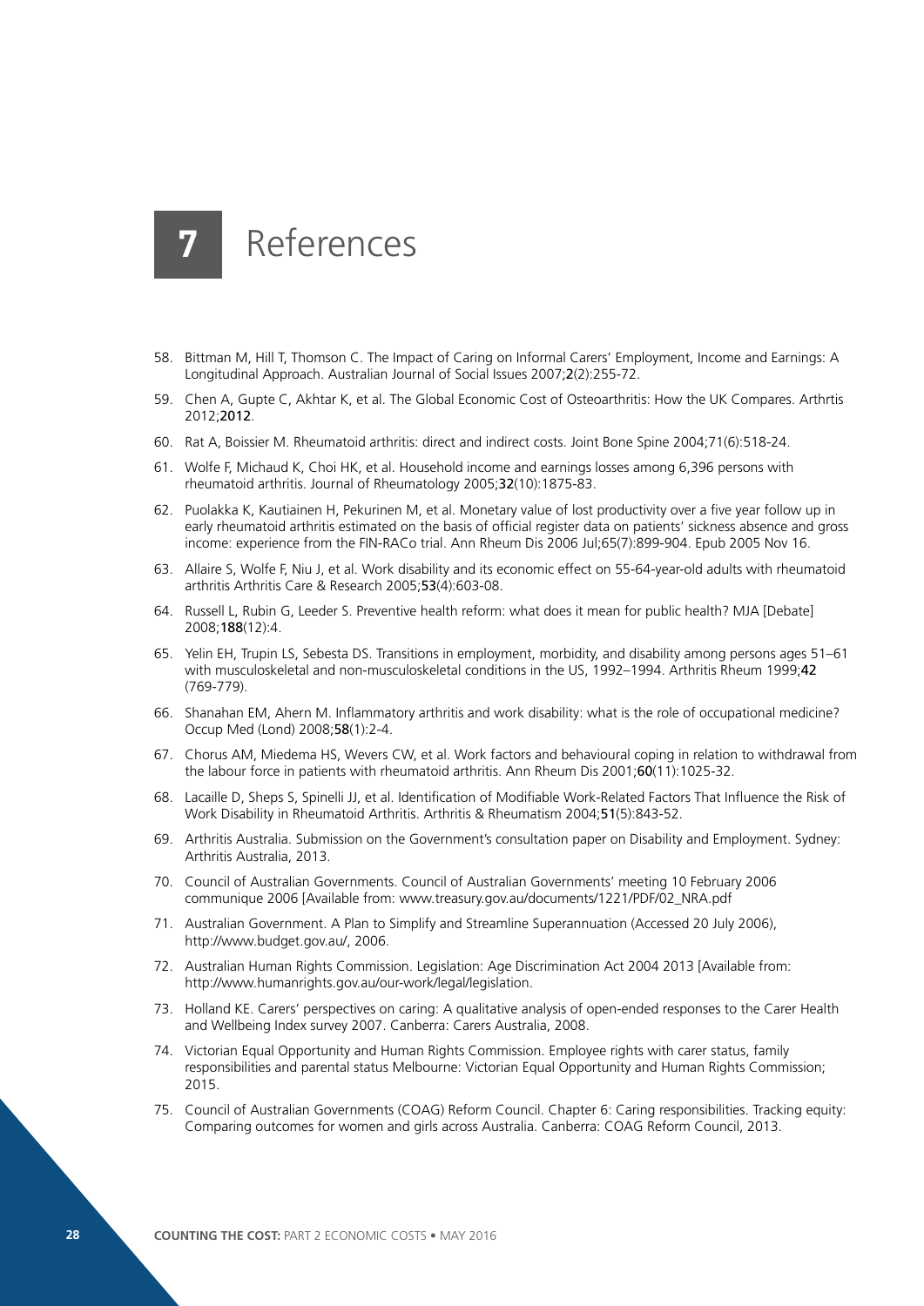# 7 References

58. Bittman M, Hill T, Thomson C. The Impact of Caring on Informal Carers' Employment, Income and Earnings: A Longitudinal Approach. Australian Journal of Social Issues 2007;**2**(2):255-72.

59. Chen A, Gupte C, Akhtar K, et al. The Global Economic Cost of Osteoarthritis: How the UK Compares. Arthrtis 2012;**2012**.

60. Rat A, Boissier M. Rheumatoid arthritis: direct and indirect costs. Joint Bone Spine 2004;71(6):518-24.

61. Wolfe F, Michaud K, Choi HK, et al. Household income and earnings losses among 6,396 persons with rheumatoid arthritis. Journal of Rheumatology 2005;**32**(10):1875-83.

62. Puolakka K, Kautiainen H, Pekurinen M, et al. Monetary value of lost productivity over a five year follow up in early rheumatoid arthritis estimated on the basis of official register data on patients' sickness absence and gross income: experience from the FIN-RACo trial. Ann Rheum Dis 2006 Jul;65(7):899-904. Epub 2005 Nov 16.

63. Allaire S, Wolfe F, Niu J, et al. Work disability and its economic effect on 55-64-year-old adults with rheumatoid arthritis Arthritis Care & Research 2005;**53**(4):603-08.

64. Russell L, Rubin G, Leeder S. Preventive health reform: what does it mean for public health? MJA [Debate] 2008;**188**(12):4.

65. Yelin EH, Trupin LS, Sebesta DS. Transitions in employment, morbidity, and disability among persons ages 51–61 with musculoskeletal and non-musculoskeletal conditions in the US, 1992–1994. Arthritis Rheum 1999;**42** (769-779).

66. Shanahan EM, Ahern M. Inflammatory arthritis and work disability: what is the role of occupational medicine? Occup Med (Lond) 2008;**58**(1):2-4.

67. Chorus AM, Miedema HS, Wevers CW, et al. Work factors and behavioural coping in relation to withdrawal from the labour force in patients with rheumatoid arthritis. Ann Rheum Dis 2001;**60**(11):1025-32.

68. Lacaille D, Sheps S, Spinelli JJ, et al. Identification of Modifiable Work-Related Factors That Influence the Risk of Work Disability in Rheumatoid Arthritis. Arthritis & Rheumatism 2004;**51**(5):843-52.

69. Arthritis Australia. Submission on the Government's consultation paper on Disability and Employment. Sydney: Arthritis Australia, 2013.

70. Council of Australian Governments. Council of Australian Governments' meeting 10 February 2006 communique 2006 [Available from: www.treasury.gov.au/documents/1221/PDF/02_NRA.pdf

71. Australian Government. A Plan to Simplify and Streamline Superannuation (Accessed 20 July 2006), http://www.budget.gov.au/, 2006.

72. Australian Human Rights Commission. Legislation: Age Discrimination Act 2004 2013 [Available from: http://www.humanrights.gov.au/our-work/legal/legislation.

73. Holland KE. Carers' perspectives on caring: A qualitative analysis of open-ended responses to the Carer Health and Wellbeing Index survey 2007. Canberra: Carers Australia, 2008.

74. Victorian Equal Opportunity and Human Rights Commission. Employee rights with carer status, family responsibilities and parental status Melbourne: Victorian Equal Opportunity and Human Rights Commission; 2015.

75. Council of Australian Governments (COAG) Reform Council. Chapter 6: Caring responsibilities. Tracking equity: Comparing outcomes for women and girls across Australia. Canberra: COAG Reform Council, 2013.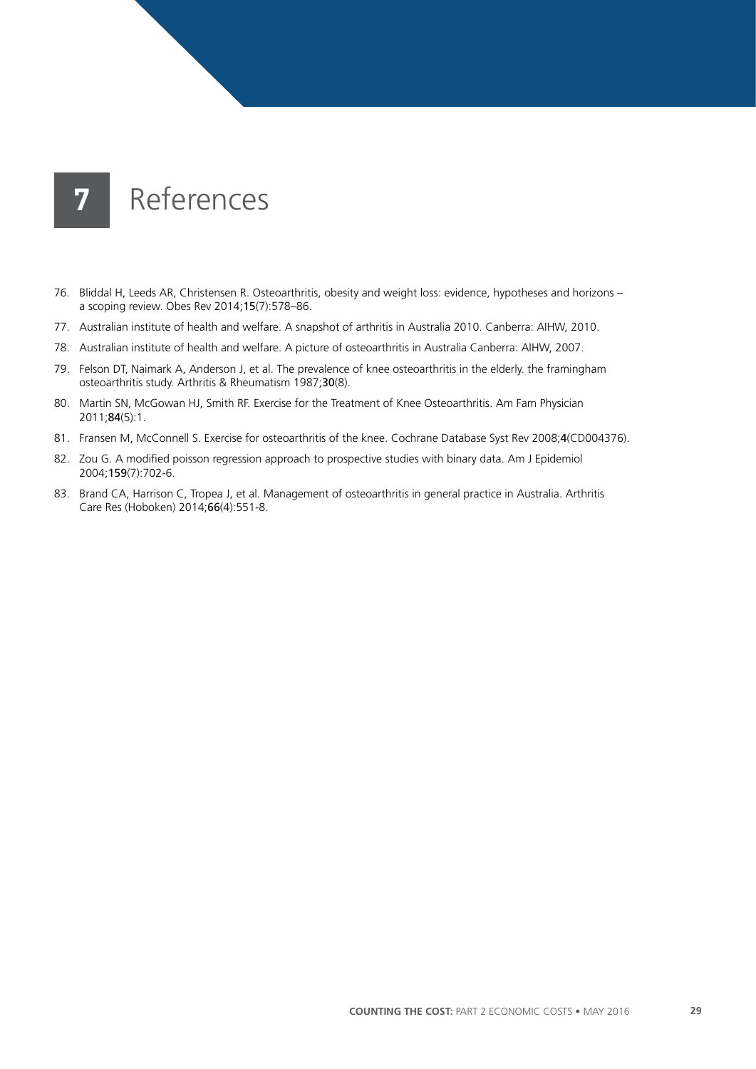# 7 References

76. Bliddal H, Leeds AR, Christensen R. Osteoarthritis, obesity and weight loss: evidence, hypotheses and horizons – a scoping review. Obes Rev 2014;**15**(7):578–86.
77. Australian institute of health and welfare. A snapshot of arthritis in Australia 2010. Canberra: AIHW, 2010.
78. Australian institute of health and welfare. A picture of osteoarthritis in Australia Canberra: AIHW, 2007.
79. Felson DT, Naimark A, Anderson J, et al. The prevalence of knee osteoarthritis in the elderly. the framingham osteoarthritis study. Arthritis & Rheumatism 1987;**30**(8).
80. Martin SN, McGowan HJ, Smith RF. Exercise for the Treatment of Knee Osteoarthritis. Am Fam Physician 2011;**84**(5):1.
81. Fransen M, McConnell S. Exercise for osteoarthritis of the knee. Cochrane Database Syst Rev 2008;**4**(CD004376).
82. Zou G. A modified poisson regression approach to prospective studies with binary data. Am J Epidemiol 2004;**159**(7):702-6.
83. Brand CA, Harrison C, Tropea J, et al. Management of osteoarthritis in general practice in Australia. Arthritis Care Res (Hoboken) 2014;**66**(4):551-8.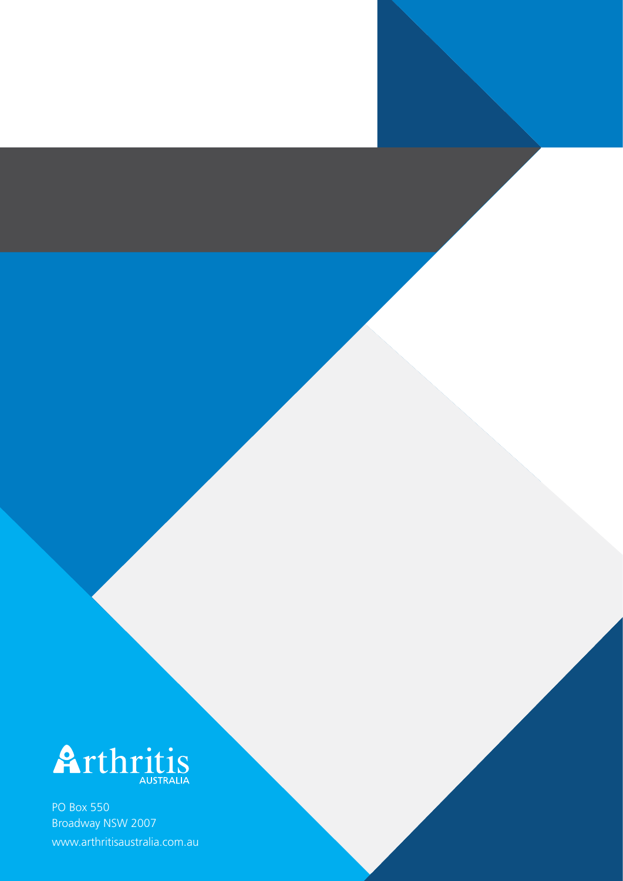Arthritis
AUSTRALIA

PO Box 550
Broadway NSW 2007
www.arthritisaustralia.com.au